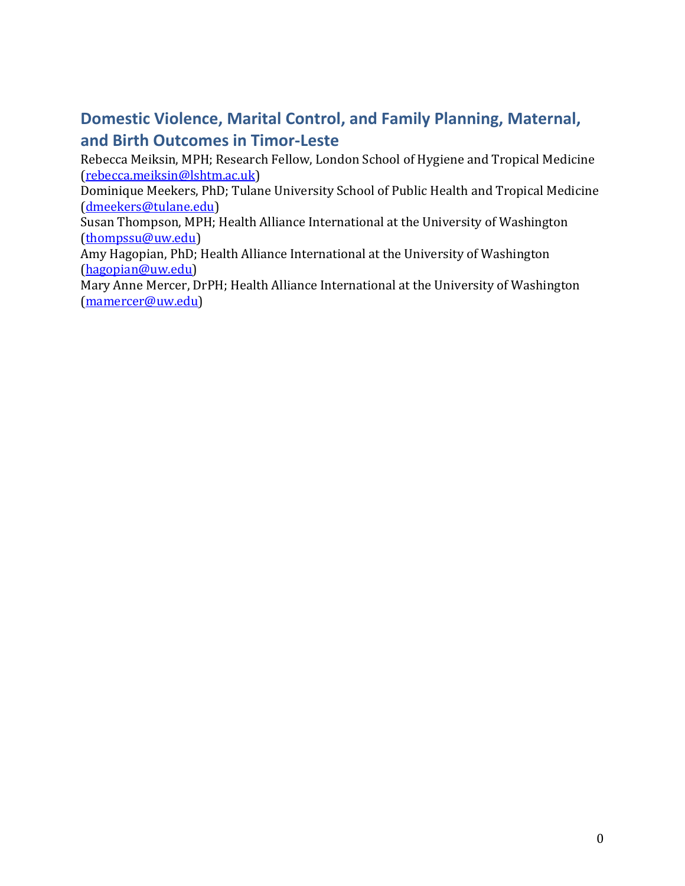# Domestic Violence, Marital Control, and Family Planning, Maternal, and Birth Outcomes in Timor-Leste

Rebecca Meiksin, MPH; Research Fellow, London School of Hygiene and Tropical Medicine (rebecca.meiksin@lshtm.ac.uk)

Dominique Meekers, PhD; Tulane University School of Public Health and Tropical Medicine (dmeekers@tulane.edu)

Susan Thompson, MPH; Health Alliance International at the University of Washington (thompssu@uw.edu)

Amy Hagopian, PhD; Health Alliance International at the University of Washington (hagopian@uw.edu)

Mary Anne Mercer, DrPH; Health Alliance International at the University of Washington (mamercer@uw.edu)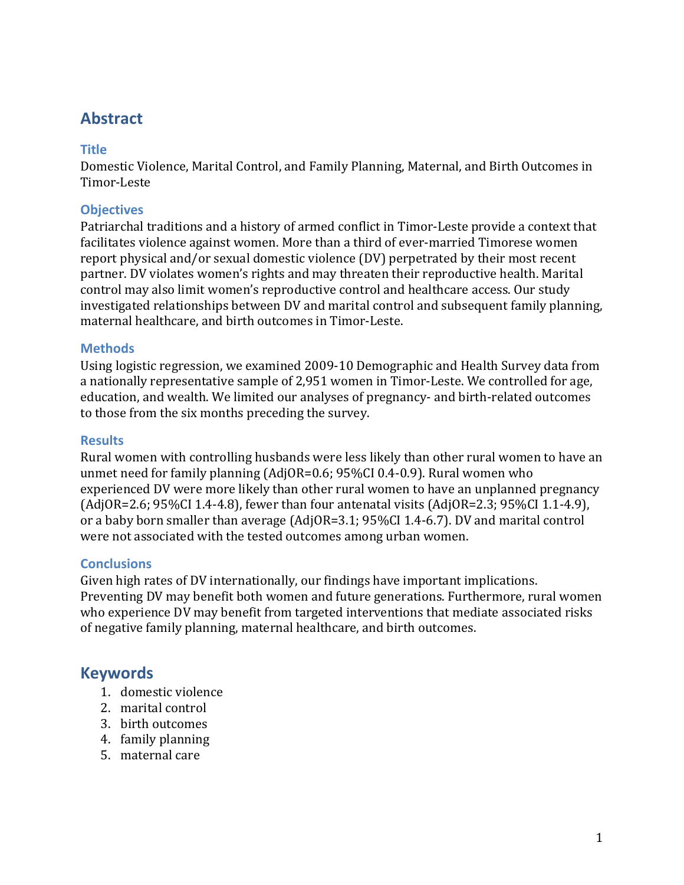# Abstract

### Title

Domestic Violence, Marital Control, and Family Planning, Maternal, and Birth Outcomes in Timor-Leste

### Objectives

Patriarchal traditions and a history of armed conflict in Timor-Leste provide a context that facilitates violence against women. More than a third of ever-married Timorese women report physical and/or sexual domestic violence (DV) perpetrated by their most recent partner. DV violates women's rights and may threaten their reproductive health. Marital control may also limit women's reproductive control and healthcare access. Our study investigated relationships between DV and marital control and subsequent family planning, maternal healthcare, and birth outcomes in Timor-Leste.

### Methods

Using logistic regression, we examined 2009-10 Demographic and Health Survey data from a nationally representative sample of 2,951 women in Timor-Leste. We controlled for age, education, and wealth. We limited our analyses of pregnancy- and birth-related outcomes to those from the six months preceding the survey.

### Results

Rural women with controlling husbands were less likely than other rural women to have an unmet need for family planning (AdjOR=0.6; 95%CI 0.4-0.9). Rural women who experienced DV were more likely than other rural women to have an unplanned pregnancy (AdjOR=2.6; 95%CI 1.4-4.8), fewer than four antenatal visits (AdjOR=2.3; 95%CI 1.1-4.9), or a baby born smaller than average (AdjOR=3.1; 95%CI 1.4-6.7). DV and marital control were not associated with the tested outcomes among urban women.

### Conclusions

Given high rates of DV internationally, our findings have important implications. Preventing DV may benefit both women and future generations. Furthermore, rural women who experience DV may benefit from targeted interventions that mediate associated risks of negative family planning, maternal healthcare, and birth outcomes.

# Keywords

1. domestic violence
2. marital control
3. birth outcomes
4. family planning
5. maternal care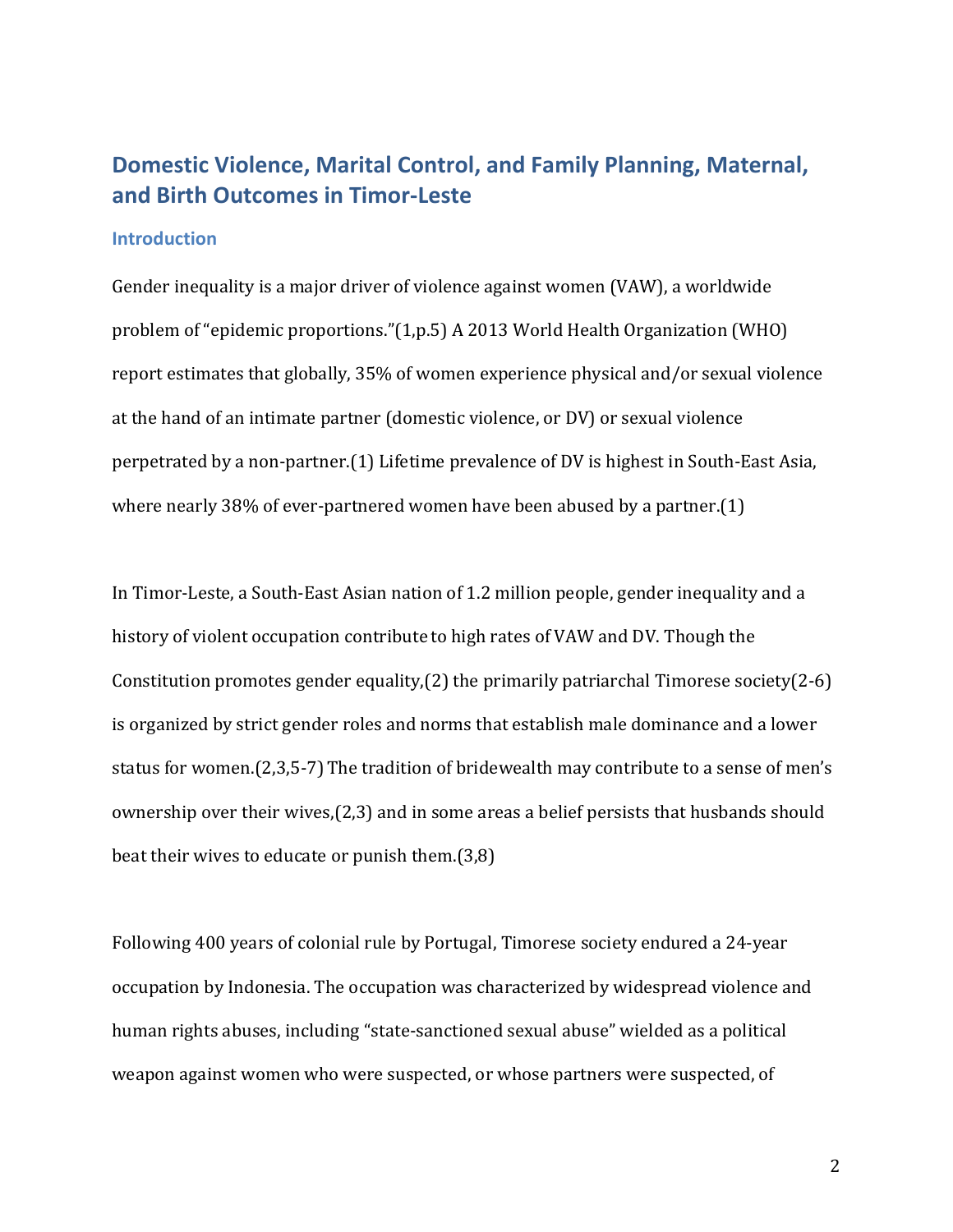## Domestic Violence, Marital Control, and Family Planning, Maternal, and Birth Outcomes in Timor-Leste

### Introduction

Gender inequality is a major driver of violence against women (VAW), a worldwide problem of "epidemic proportions."(1,p.5) A 2013 World Health Organization (WHO) report estimates that globally, 35% of women experience physical and/or sexual violence at the hand of an intimate partner (domestic violence, or DV) or sexual violence perpetrated by a non-partner.(1) Lifetime prevalence of DV is highest in South-East Asia, where nearly 38% of ever-partnered women have been abused by a partner.(1)

In Timor-Leste, a South-East Asian nation of 1.2 million people, gender inequality and a history of violent occupation contribute to high rates of VAW and DV. Though the Constitution promotes gender equality,(2) the primarily patriarchal Timorese society(2-6) is organized by strict gender roles and norms that establish male dominance and a lower status for women.(2,3,5-7) The tradition of bridewealth may contribute to a sense of men's ownership over their wives,(2,3) and in some areas a belief persists that husbands should beat their wives to educate or punish them.(3,8)

Following 400 years of colonial rule by Portugal, Timorese society endured a 24-year occupation by Indonesia. The occupation was characterized by widespread violence and human rights abuses, including "state-sanctioned sexual abuse" wielded as a political weapon against women who were suspected, or whose partners were suspected, of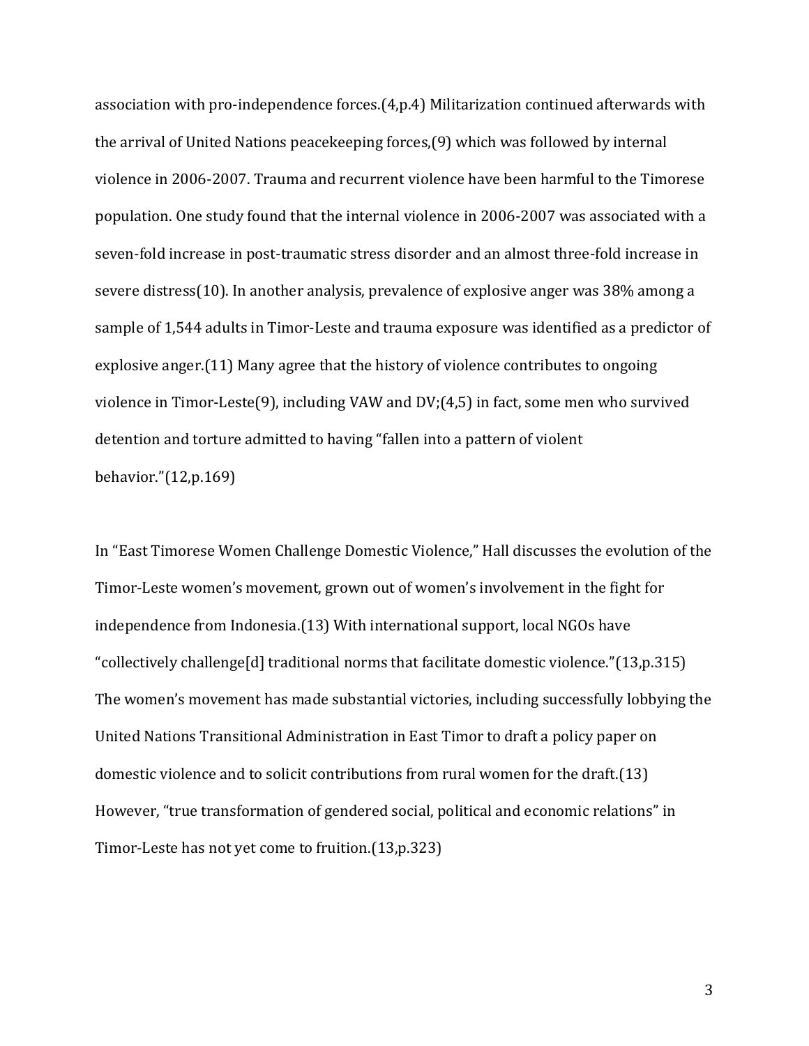association with pro-independence forces.(4,p.4) Militarization continued afterwards with the arrival of United Nations peacekeeping forces,(9) which was followed by internal violence in 2006-2007. Trauma and recurrent violence have been harmful to the Timorese population. One study found that the internal violence in 2006-2007 was associated with a seven-fold increase in post-traumatic stress disorder and an almost three-fold increase in severe distress(10). In another analysis, prevalence of explosive anger was 38% among a sample of 1,544 adults in Timor-Leste and trauma exposure was identified as a predictor of explosive anger.(11) Many agree that the history of violence contributes to ongoing violence in Timor-Leste(9), including VAW and DV;(4,5) in fact, some men who survived detention and torture admitted to having "fallen into a pattern of violent behavior."(12,p.169)

In "East Timorese Women Challenge Domestic Violence," Hall discusses the evolution of the Timor-Leste women's movement, grown out of women's involvement in the fight for independence from Indonesia.(13) With international support, local NGOs have "collectively challenge[d] traditional norms that facilitate domestic violence."(13,p.315) The women's movement has made substantial victories, including successfully lobbying the United Nations Transitional Administration in East Timor to draft a policy paper on domestic violence and to solicit contributions from rural women for the draft.(13) However, "true transformation of gendered social, political and economic relations" in Timor-Leste has not yet come to fruition.(13,p.323)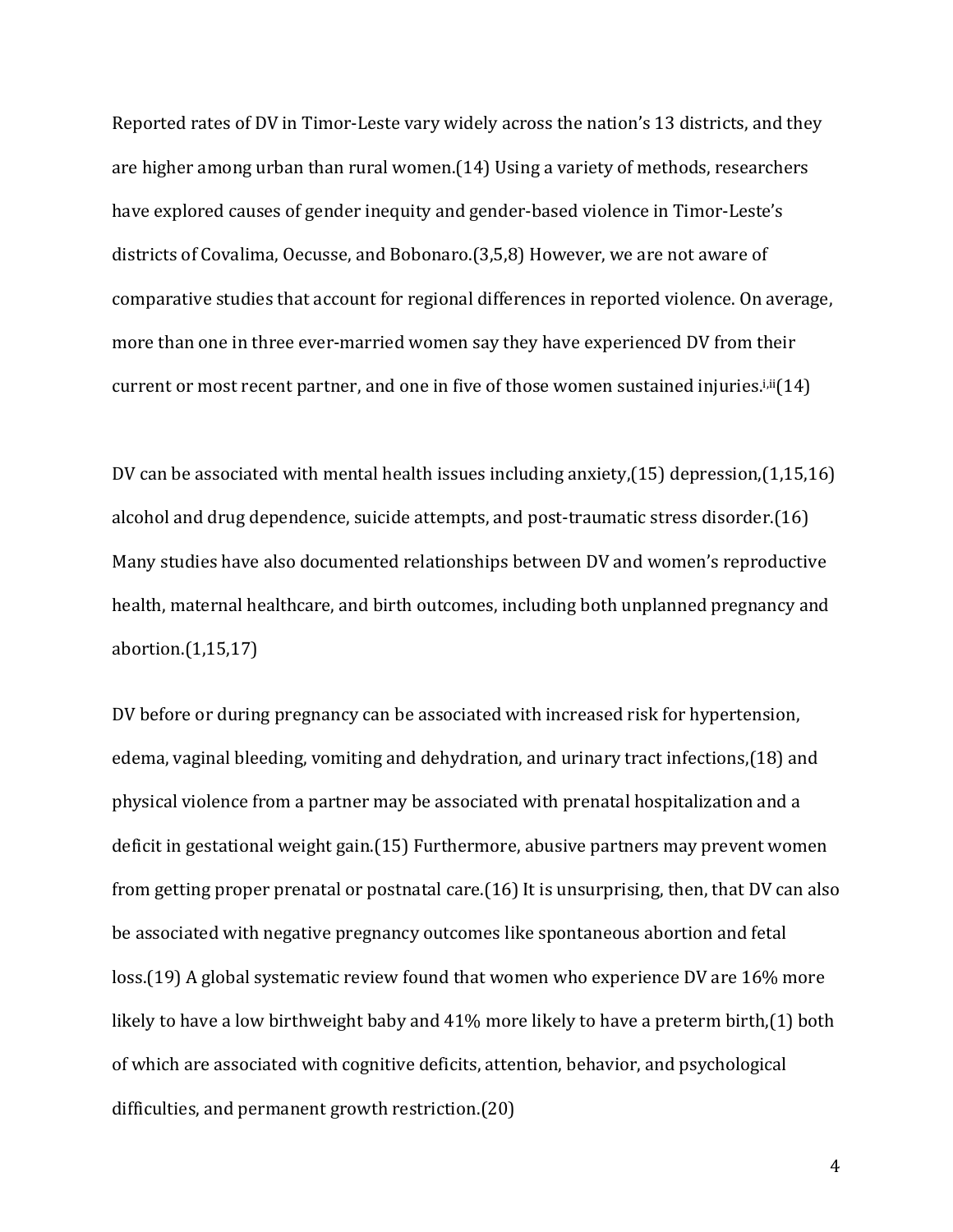Reported rates of DV in Timor-Leste vary widely across the nation's 13 districts, and they are higher among urban than rural women.(14) Using a variety of methods, researchers have explored causes of gender inequity and gender-based violence in Timor-Leste's districts of Covalima, Oecusse, and Bobonaro.(3,5,8) However, we are not aware of comparative studies that account for regional differences in reported violence. On average, more than one in three ever-married women say they have experienced DV from their current or most recent partner, and one in five of those women sustained injuries.[i,ii](14)

DV can be associated with mental health issues including anxiety,(15) depression,(1,15,16) alcohol and drug dependence, suicide attempts, and post-traumatic stress disorder.(16) Many studies have also documented relationships between DV and women's reproductive health, maternal healthcare, and birth outcomes, including both unplanned pregnancy and abortion.(1,15,17)

DV before or during pregnancy can be associated with increased risk for hypertension, edema, vaginal bleeding, vomiting and dehydration, and urinary tract infections,(18) and physical violence from a partner may be associated with prenatal hospitalization and a deficit in gestational weight gain.(15) Furthermore, abusive partners may prevent women from getting proper prenatal or postnatal care.(16) It is unsurprising, then, that DV can also be associated with negative pregnancy outcomes like spontaneous abortion and fetal loss.(19) A global systematic review found that women who experience DV are 16% more likely to have a low birthweight baby and 41% more likely to have a preterm birth,(1) both of which are associated with cognitive deficits, attention, behavior, and psychological difficulties, and permanent growth restriction.(20)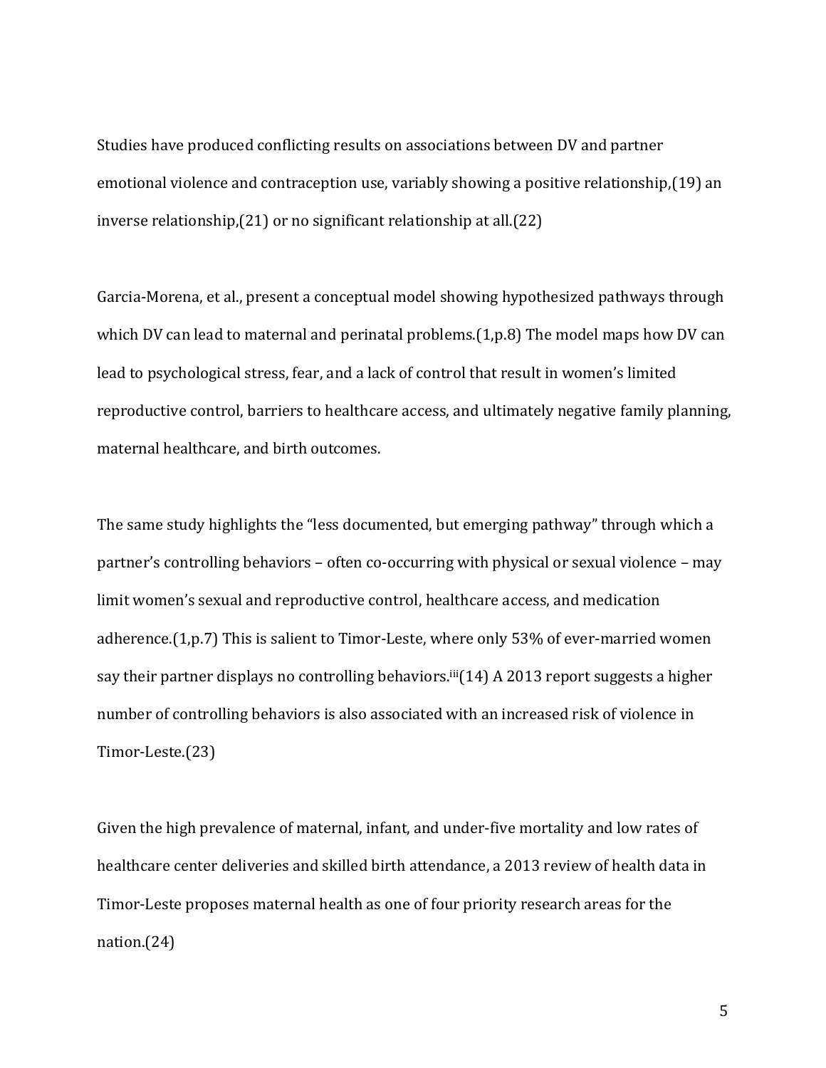Studies have produced conflicting results on associations between DV and partner emotional violence and contraception use, variably showing a positive relationship,(19) an inverse relationship,(21) or no significant relationship at all.(22)

Garcia-Morena, et al., present a conceptual model showing hypothesized pathways through which DV can lead to maternal and perinatal problems.(1,p.8) The model maps how DV can lead to psychological stress, fear, and a lack of control that result in women's limited reproductive control, barriers to healthcare access, and ultimately negative family planning, maternal healthcare, and birth outcomes.

The same study highlights the "less documented, but emerging pathway" through which a partner's controlling behaviors – often co-occurring with physical or sexual violence – may limit women's sexual and reproductive control, healthcare access, and medication adherence.(1,p.7) This is salient to Timor-Leste, where only 53% of ever-married women say their partner displays no controlling behaviors.[iii](14) A 2013 report suggests a higher number of controlling behaviors is also associated with an increased risk of violence in Timor-Leste.(23)

Given the high prevalence of maternal, infant, and under-five mortality and low rates of healthcare center deliveries and skilled birth attendance, a 2013 review of health data in Timor-Leste proposes maternal health as one of four priority research areas for the nation.(24)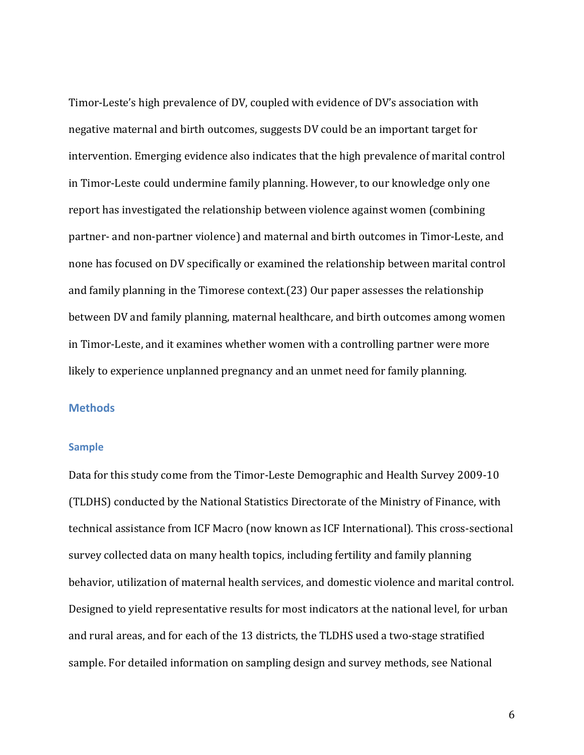Timor-Leste's high prevalence of DV, coupled with evidence of DV's association with negative maternal and birth outcomes, suggests DV could be an important target for intervention. Emerging evidence also indicates that the high prevalence of marital control in Timor-Leste could undermine family planning. However, to our knowledge only one report has investigated the relationship between violence against women (combining partner- and non-partner violence) and maternal and birth outcomes in Timor-Leste, and none has focused on DV specifically or examined the relationship between marital control and family planning in the Timorese context.(23) Our paper assesses the relationship between DV and family planning, maternal healthcare, and birth outcomes among women in Timor-Leste, and it examines whether women with a controlling partner were more likely to experience unplanned pregnancy and an unmet need for family planning.

## Methods

### Sample

Data for this study come from the Timor-Leste Demographic and Health Survey 2009-10 (TLDHS) conducted by the National Statistics Directorate of the Ministry of Finance, with technical assistance from ICF Macro (now known as ICF International). This cross-sectional survey collected data on many health topics, including fertility and family planning behavior, utilization of maternal health services, and domestic violence and marital control. Designed to yield representative results for most indicators at the national level, for urban and rural areas, and for each of the 13 districts, the TLDHS used a two-stage stratified sample. For detailed information on sampling design and survey methods, see National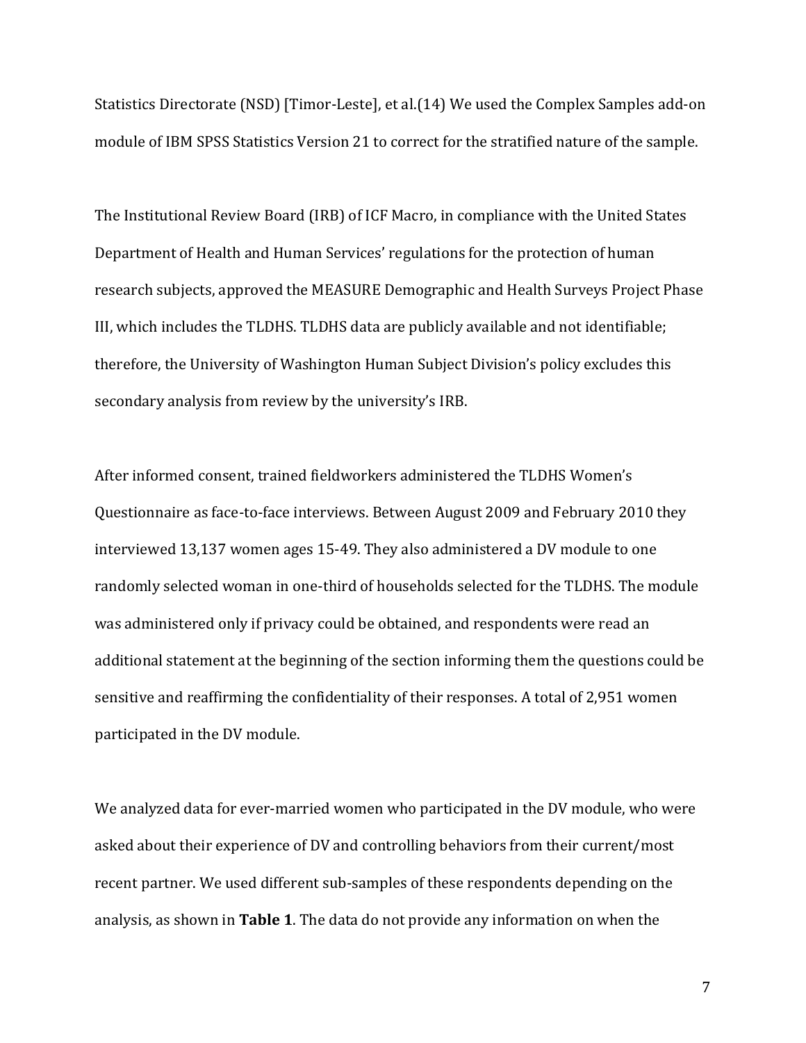Statistics Directorate (NSD) [Timor-Leste], et al.(14) We used the Complex Samples add-on module of IBM SPSS Statistics Version 21 to correct for the stratified nature of the sample.

The Institutional Review Board (IRB) of ICF Macro, in compliance with the United States Department of Health and Human Services' regulations for the protection of human research subjects, approved the MEASURE Demographic and Health Surveys Project Phase III, which includes the TLDHS. TLDHS data are publicly available and not identifiable; therefore, the University of Washington Human Subject Division's policy excludes this secondary analysis from review by the university's IRB.

After informed consent, trained fieldworkers administered the TLDHS Women's Questionnaire as face-to-face interviews. Between August 2009 and February 2010 they interviewed 13,137 women ages 15-49. They also administered a DV module to one randomly selected woman in one-third of households selected for the TLDHS. The module was administered only if privacy could be obtained, and respondents were read an additional statement at the beginning of the section informing them the questions could be sensitive and reaffirming the confidentiality of their responses. A total of 2,951 women participated in the DV module.

We analyzed data for ever-married women who participated in the DV module, who were asked about their experience of DV and controlling behaviors from their current/most recent partner. We used different sub-samples of these respondents depending on the analysis, as shown in **Table 1**. The data do not provide any information on when the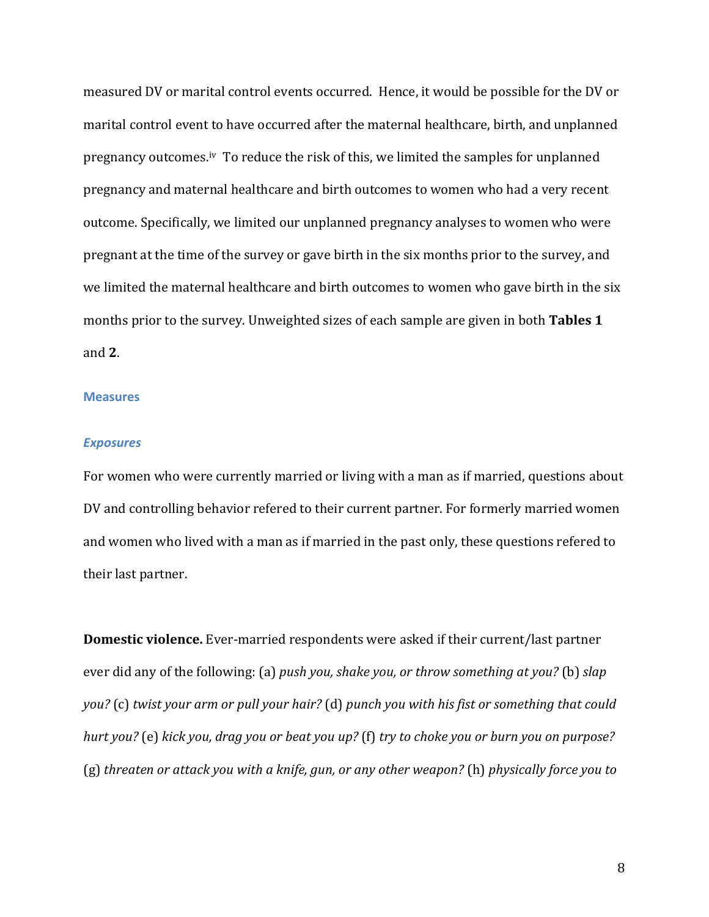measured DV or marital control events occurred. Hence, it would be possible for the DV or marital control event to have occurred after the maternal healthcare, birth, and unplanned pregnancy outcomes.[iv] To reduce the risk of this, we limited the samples for unplanned pregnancy and maternal healthcare and birth outcomes to women who had a very recent outcome. Specifically, we limited our unplanned pregnancy analyses to women who were pregnant at the time of the survey or gave birth in the six months prior to the survey, and we limited the maternal healthcare and birth outcomes to women who gave birth in the six months prior to the survey. Unweighted sizes of each sample are given in both **Tables 1** and **2**.

## Measures

### *Exposures*

For women who were currently married or living with a man as if married, questions about DV and controlling behavior refered to their current partner. For formerly married women and women who lived with a man as if married in the past only, these questions refered to their last partner.

**Domestic violence.** Ever-married respondents were asked if their current/last partner ever did any of the following: (a) *push you, shake you, or throw something at you?* (b) *slap you?* (c) *twist your arm or pull your hair?* (d) *punch you with his fist or something that could hurt you?* (e) *kick you, drag you or beat you up?* (f) *try to choke you or burn you on purpose?* (g) *threaten or attack you with a knife, gun, or any other weapon?* (h) *physically force you to*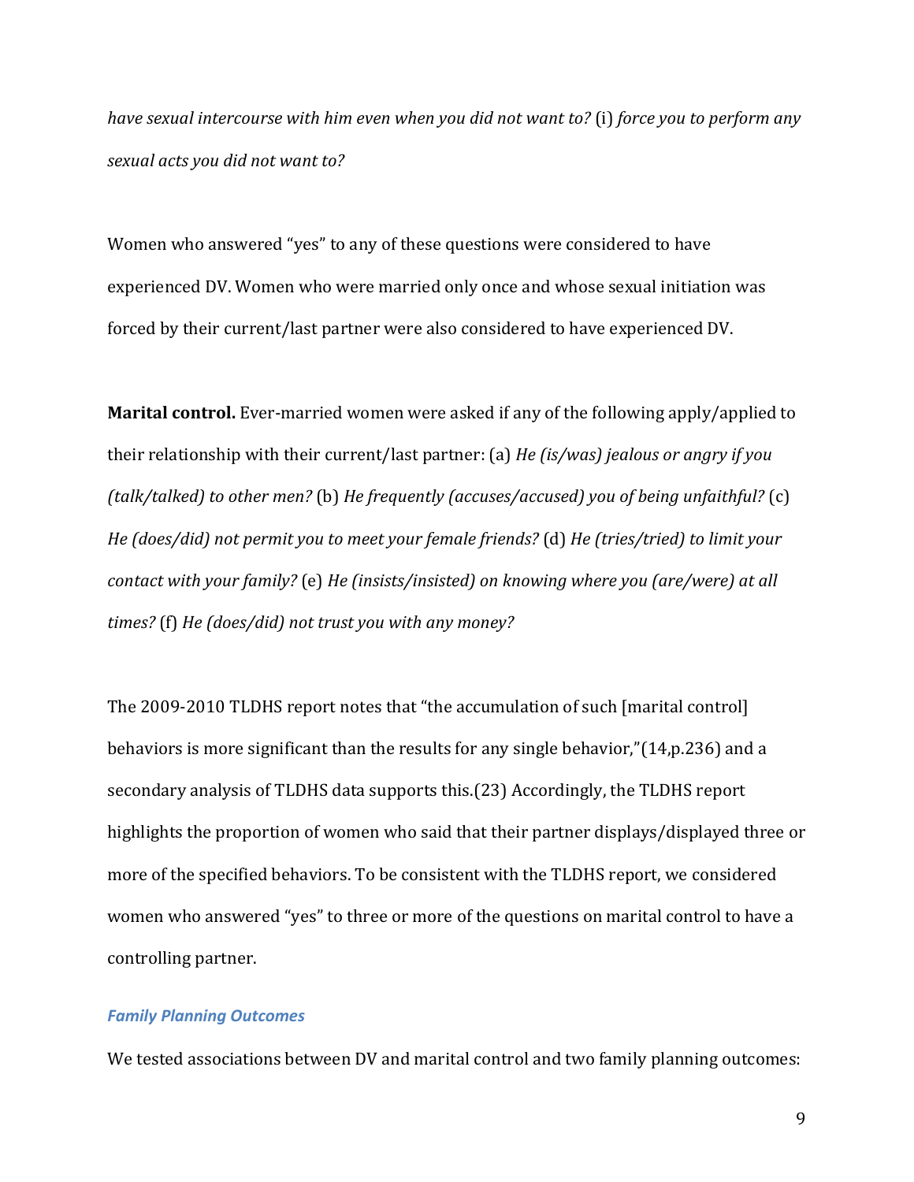*have sexual intercourse with him even when you did not want to?* (i) *force you to perform any sexual acts you did not want to?*

Women who answered "yes" to any of these questions were considered to have experienced DV. Women who were married only once and whose sexual initiation was forced by their current/last partner were also considered to have experienced DV.

**Marital control.** Ever-married women were asked if any of the following apply/applied to their relationship with their current/last partner: (a) *He (is/was) jealous or angry if you (talk/talked) to other men?* (b) *He frequently (accuses/accused) you of being unfaithful?* (c) *He (does/did) not permit you to meet your female friends?* (d) *He (tries/tried) to limit your contact with your family?* (e) *He (insists/insisted) on knowing where you (are/were) at all times?* (f) *He (does/did) not trust you with any money?*

The 2009-2010 TLDHS report notes that "the accumulation of such [marital control] behaviors is more significant than the results for any single behavior,"(14,p.236) and a secondary analysis of TLDHS data supports this.(23) Accordingly, the TLDHS report highlights the proportion of women who said that their partner displays/displayed three or more of the specified behaviors. To be consistent with the TLDHS report, we considered women who answered "yes" to three or more of the questions on marital control to have a controlling partner.

### *Family Planning Outcomes*

We tested associations between DV and marital control and two family planning outcomes: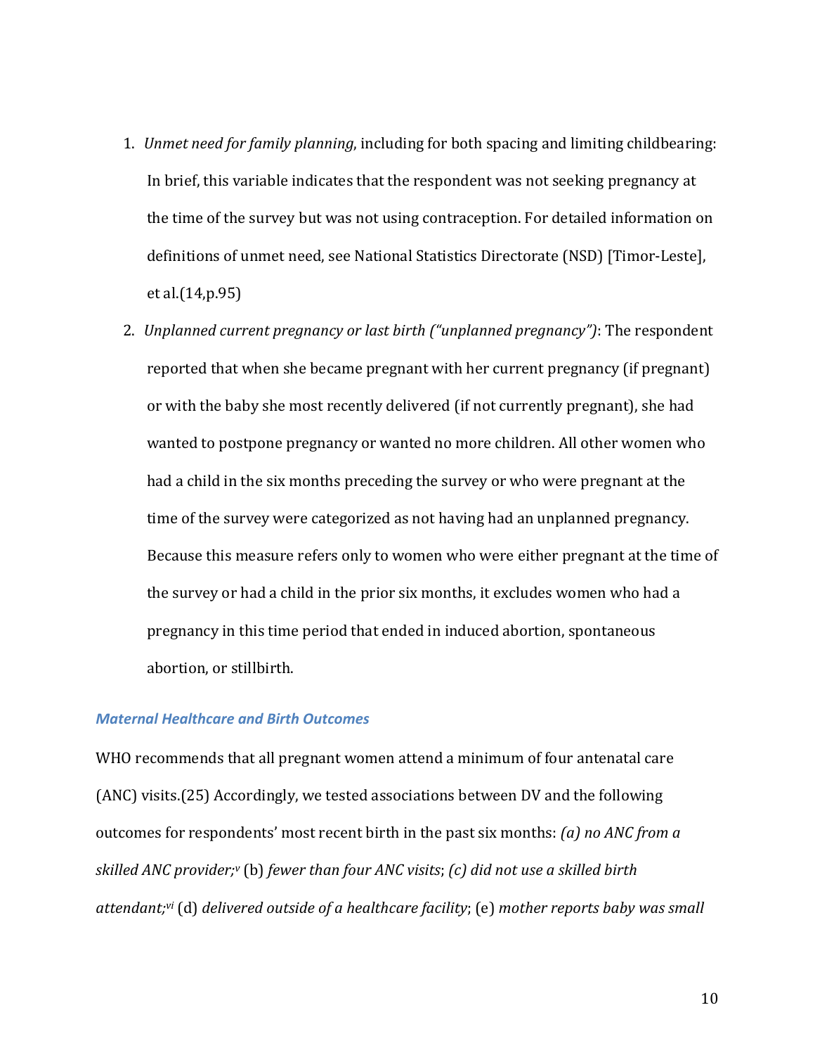1. *Unmet need for family planning*, including for both spacing and limiting childbearing: In brief, this variable indicates that the respondent was not seeking pregnancy at the time of the survey but was not using contraception. For detailed information on definitions of unmet need, see National Statistics Directorate (NSD) [Timor-Leste], et al.(14,p.95)

2. *Unplanned current pregnancy or last birth ("unplanned pregnancy")*: The respondent reported that when she became pregnant with her current pregnancy (if pregnant) or with the baby she most recently delivered (if not currently pregnant), she had wanted to postpone pregnancy or wanted no more children. All other women who had a child in the six months preceding the survey or who were pregnant at the time of the survey were categorized as not having had an unplanned pregnancy. Because this measure refers only to women who were either pregnant at the time of the survey or had a child in the prior six months, it excludes women who had a pregnancy in this time period that ended in induced abortion, spontaneous abortion, or stillbirth.

### *Maternal Healthcare and Birth Outcomes*

WHO recommends that all pregnant women attend a minimum of four antenatal care (ANC) visits.(25) Accordingly, we tested associations between DV and the following outcomes for respondents' most recent birth in the past six months: *(a) no ANC from a skilled ANC provider;*[v] (b) *fewer than four ANC visits*; *(c) did not use a skilled birth attendant;*[vi] (d) *delivered outside of a healthcare facility*; (e) *mother reports baby was small*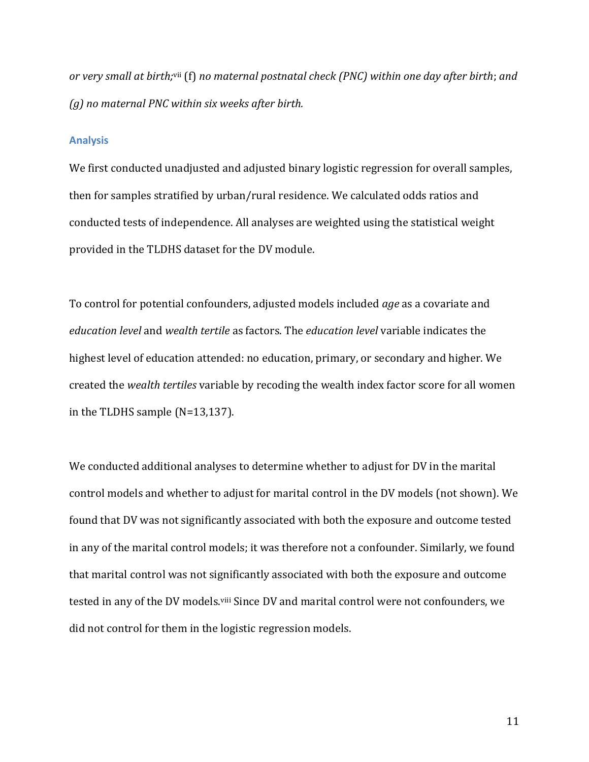*or very small at birth;*[vii] (f) *no maternal postnatal check (PNC) within one day after birth*; *and (g) no maternal PNC within six weeks after birth.*

### Analysis

We first conducted unadjusted and adjusted binary logistic regression for overall samples, then for samples stratified by urban/rural residence. We calculated odds ratios and conducted tests of independence. All analyses are weighted using the statistical weight provided in the TLDHS dataset for the DV module.

To control for potential confounders, adjusted models included *age* as a covariate and *education level* and *wealth tertile* as factors. The *education level* variable indicates the highest level of education attended: no education, primary, or secondary and higher. We created the *wealth tertiles* variable by recoding the wealth index factor score for all women in the TLDHS sample (N=13,137).

We conducted additional analyses to determine whether to adjust for DV in the marital control models and whether to adjust for marital control in the DV models (not shown). We found that DV was not significantly associated with both the exposure and outcome tested in any of the marital control models; it was therefore not a confounder. Similarly, we found that marital control was not significantly associated with both the exposure and outcome tested in any of the DV models.[viii] Since DV and marital control were not confounders, we did not control for them in the logistic regression models.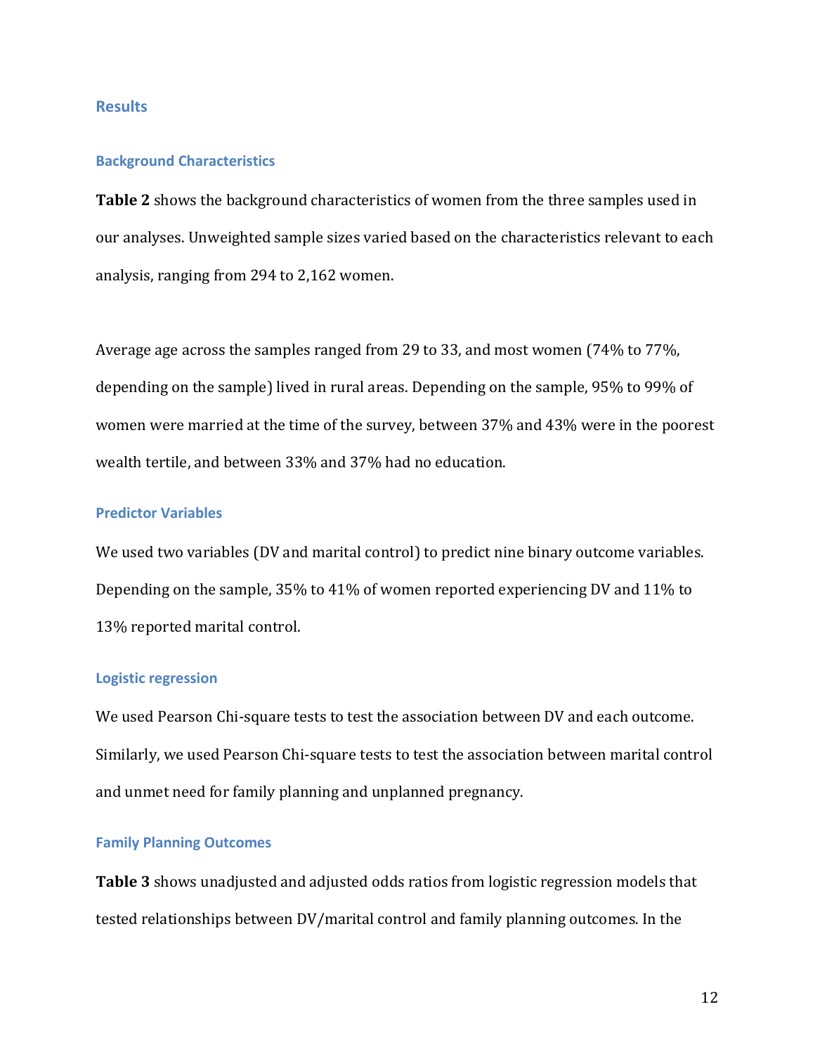## Results

### Background Characteristics

**Table 2** shows the background characteristics of women from the three samples used in our analyses. Unweighted sample sizes varied based on the characteristics relevant to each analysis, ranging from 294 to 2,162 women.

Average age across the samples ranged from 29 to 33, and most women (74% to 77%, depending on the sample) lived in rural areas. Depending on the sample, 95% to 99% of women were married at the time of the survey, between 37% and 43% were in the poorest wealth tertile, and between 33% and 37% had no education.

### Predictor Variables

We used two variables (DV and marital control) to predict nine binary outcome variables. Depending on the sample, 35% to 41% of women reported experiencing DV and 11% to 13% reported marital control.

### Logistic regression

We used Pearson Chi-square tests to test the association between DV and each outcome. Similarly, we used Pearson Chi-square tests to test the association between marital control and unmet need for family planning and unplanned pregnancy.

### Family Planning Outcomes

**Table 3** shows unadjusted and adjusted odds ratios from logistic regression models that tested relationships between DV/marital control and family planning outcomes. In the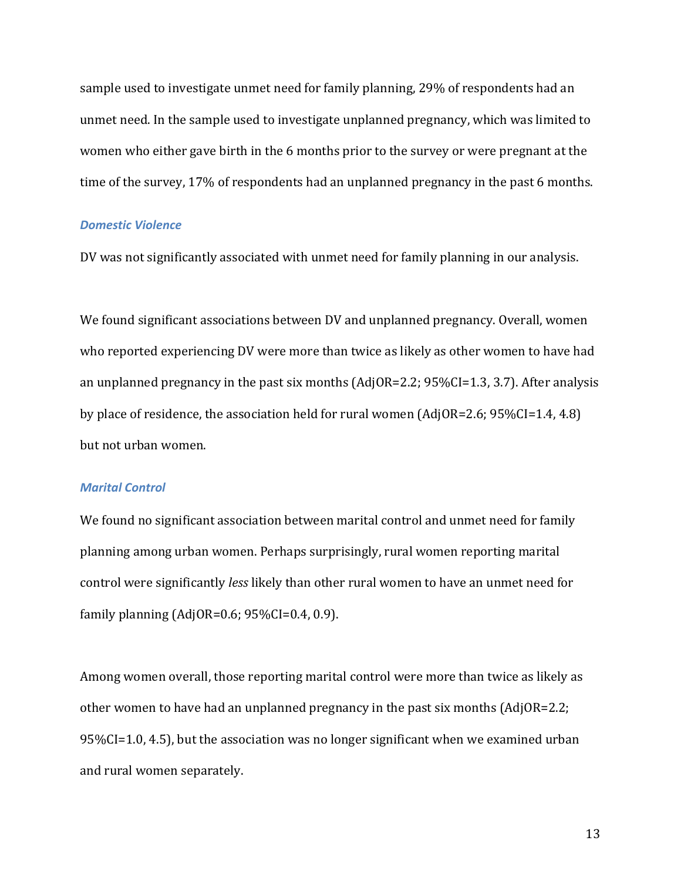sample used to investigate unmet need for family planning, 29% of respondents had an unmet need. In the sample used to investigate unplanned pregnancy, which was limited to women who either gave birth in the 6 months prior to the survey or were pregnant at the time of the survey, 17% of respondents had an unplanned pregnancy in the past 6 months.

### *Domestic Violence*

DV was not significantly associated with unmet need for family planning in our analysis.

We found significant associations between DV and unplanned pregnancy. Overall, women who reported experiencing DV were more than twice as likely as other women to have had an unplanned pregnancy in the past six months (AdjOR=2.2; 95%CI=1.3, 3.7). After analysis by place of residence, the association held for rural women (AdjOR=2.6; 95%CI=1.4, 4.8) but not urban women.

### *Marital Control*

We found no significant association between marital control and unmet need for family planning among urban women. Perhaps surprisingly, rural women reporting marital control were significantly *less* likely than other rural women to have an unmet need for family planning (AdjOR=0.6; 95%CI=0.4, 0.9).

Among women overall, those reporting marital control were more than twice as likely as other women to have had an unplanned pregnancy in the past six months (AdjOR=2.2; 95%CI=1.0, 4.5), but the association was no longer significant when we examined urban and rural women separately.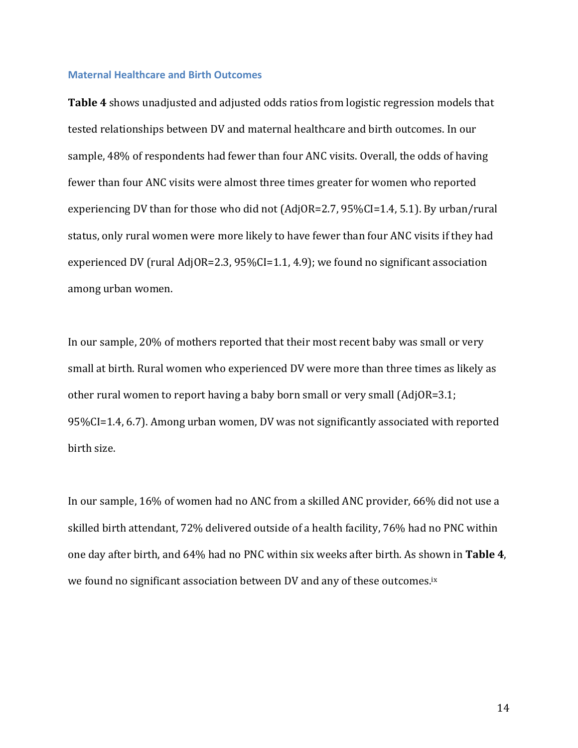### Maternal Healthcare and Birth Outcomes

**Table 4** shows unadjusted and adjusted odds ratios from logistic regression models that tested relationships between DV and maternal healthcare and birth outcomes. In our sample, 48% of respondents had fewer than four ANC visits. Overall, the odds of having fewer than four ANC visits were almost three times greater for women who reported experiencing DV than for those who did not (AdjOR=2.7, 95%CI=1.4, 5.1). By urban/rural status, only rural women were more likely to have fewer than four ANC visits if they had experienced DV (rural AdjOR=2.3, 95%CI=1.1, 4.9); we found no significant association among urban women.

In our sample, 20% of mothers reported that their most recent baby was small or very small at birth. Rural women who experienced DV were more than three times as likely as other rural women to report having a baby born small or very small (AdjOR=3.1; 95%CI=1.4, 6.7). Among urban women, DV was not significantly associated with reported birth size.

In our sample, 16% of women had no ANC from a skilled ANC provider, 66% did not use a skilled birth attendant, 72% delivered outside of a health facility, 76% had no PNC within one day after birth, and 64% had no PNC within six weeks after birth. As shown in **Table 4**, we found no significant association between DV and any of these outcomes.[ix]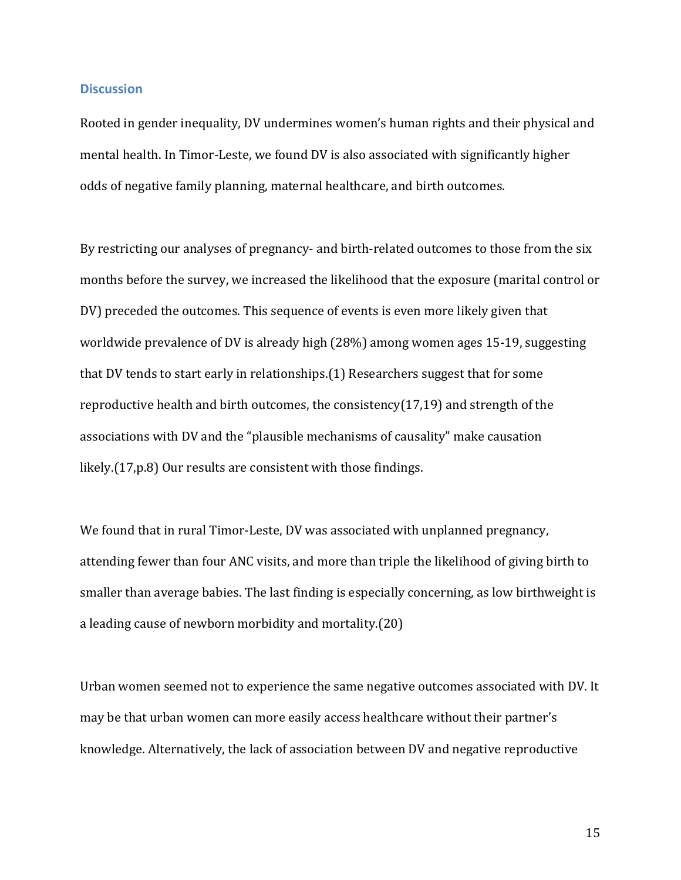## Discussion

Rooted in gender inequality, DV undermines women's human rights and their physical and mental health. In Timor-Leste, we found DV is also associated with significantly higher odds of negative family planning, maternal healthcare, and birth outcomes.

By restricting our analyses of pregnancy- and birth-related outcomes to those from the six months before the survey, we increased the likelihood that the exposure (marital control or DV) preceded the outcomes. This sequence of events is even more likely given that worldwide prevalence of DV is already high (28%) among women ages 15-19, suggesting that DV tends to start early in relationships.(1) Researchers suggest that for some reproductive health and birth outcomes, the consistency(17,19) and strength of the associations with DV and the "plausible mechanisms of causality" make causation likely.(17,p.8) Our results are consistent with those findings.

We found that in rural Timor-Leste, DV was associated with unplanned pregnancy, attending fewer than four ANC visits, and more than triple the likelihood of giving birth to smaller than average babies. The last finding is especially concerning, as low birthweight is a leading cause of newborn morbidity and mortality.(20)

Urban women seemed not to experience the same negative outcomes associated with DV. It may be that urban women can more easily access healthcare without their partner's knowledge. Alternatively, the lack of association between DV and negative reproductive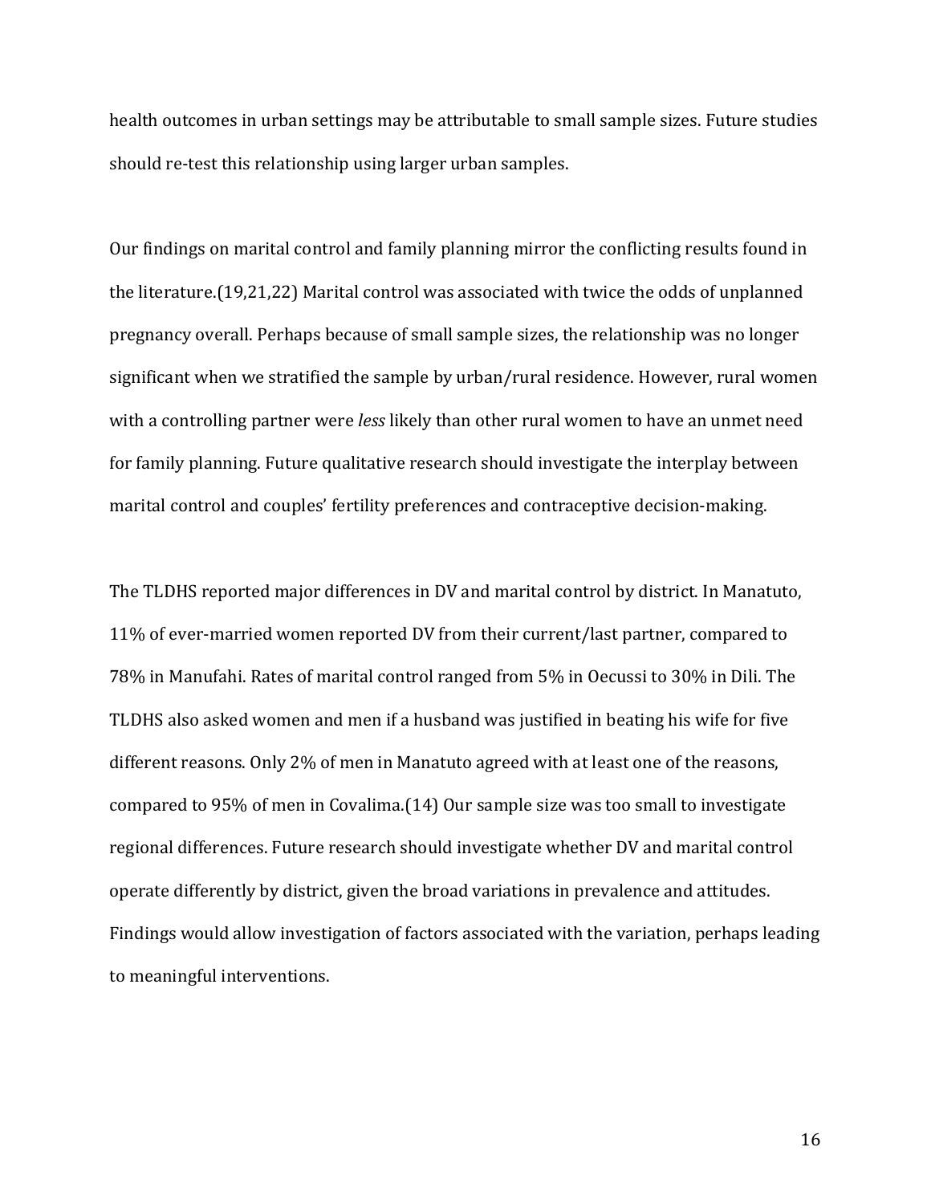health outcomes in urban settings may be attributable to small sample sizes. Future studies should re-test this relationship using larger urban samples.

Our findings on marital control and family planning mirror the conflicting results found in the literature.(19,21,22) Marital control was associated with twice the odds of unplanned pregnancy overall. Perhaps because of small sample sizes, the relationship was no longer significant when we stratified the sample by urban/rural residence. However, rural women with a controlling partner were *less* likely than other rural women to have an unmet need for family planning. Future qualitative research should investigate the interplay between marital control and couples' fertility preferences and contraceptive decision-making.

The TLDHS reported major differences in DV and marital control by district. In Manatuto, 11% of ever-married women reported DV from their current/last partner, compared to 78% in Manufahi. Rates of marital control ranged from 5% in Oecussi to 30% in Dili. The TLDHS also asked women and men if a husband was justified in beating his wife for five different reasons. Only 2% of men in Manatuto agreed with at least one of the reasons, compared to 95% of men in Covalima.(14) Our sample size was too small to investigate regional differences. Future research should investigate whether DV and marital control operate differently by district, given the broad variations in prevalence and attitudes. Findings would allow investigation of factors associated with the variation, perhaps leading to meaningful interventions.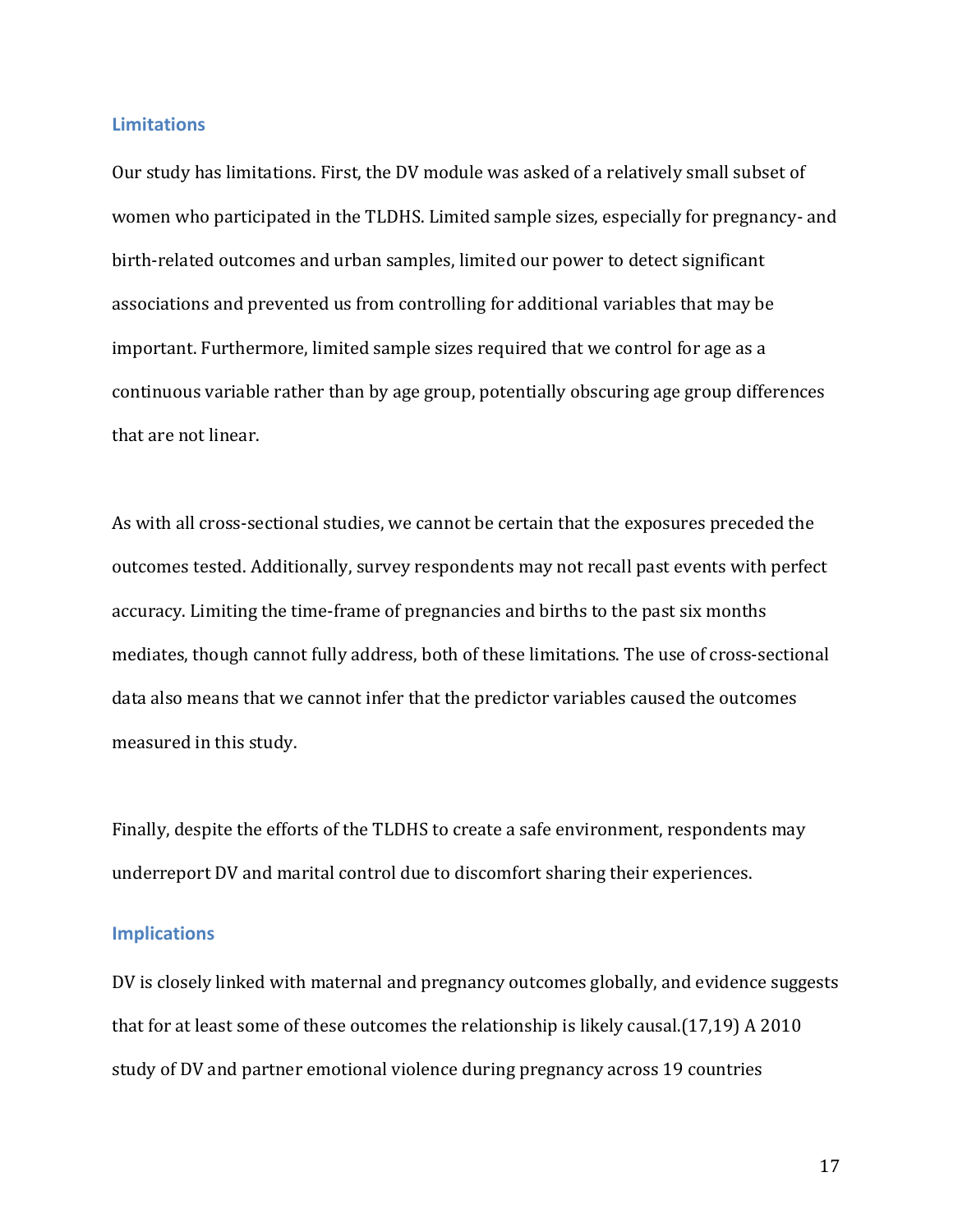## Limitations

Our study has limitations. First, the DV module was asked of a relatively small subset of women who participated in the TLDHS. Limited sample sizes, especially for pregnancy- and birth-related outcomes and urban samples, limited our power to detect significant associations and prevented us from controlling for additional variables that may be important. Furthermore, limited sample sizes required that we control for age as a continuous variable rather than by age group, potentially obscuring age group differences that are not linear.

As with all cross-sectional studies, we cannot be certain that the exposures preceded the outcomes tested. Additionally, survey respondents may not recall past events with perfect accuracy. Limiting the time-frame of pregnancies and births to the past six months mediates, though cannot fully address, both of these limitations. The use of cross-sectional data also means that we cannot infer that the predictor variables caused the outcomes measured in this study.

Finally, despite the efforts of the TLDHS to create a safe environment, respondents may underreport DV and marital control due to discomfort sharing their experiences.

## Implications

DV is closely linked with maternal and pregnancy outcomes globally, and evidence suggests that for at least some of these outcomes the relationship is likely causal.(17,19) A 2010 study of DV and partner emotional violence during pregnancy across 19 countries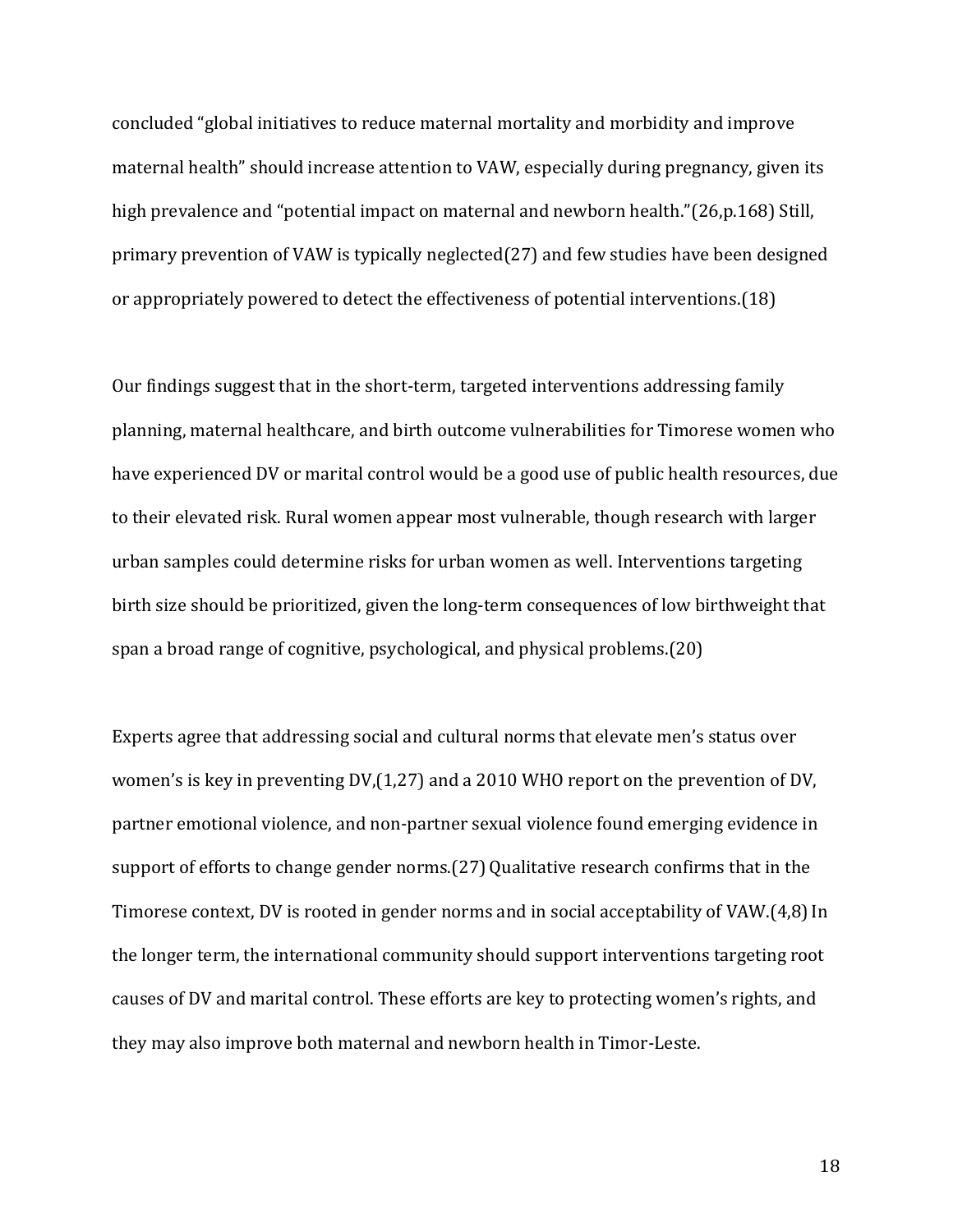concluded "global initiatives to reduce maternal mortality and morbidity and improve maternal health" should increase attention to VAW, especially during pregnancy, given its high prevalence and "potential impact on maternal and newborn health."(26,p.168) Still, primary prevention of VAW is typically neglected(27) and few studies have been designed or appropriately powered to detect the effectiveness of potential interventions.(18)

Our findings suggest that in the short-term, targeted interventions addressing family planning, maternal healthcare, and birth outcome vulnerabilities for Timorese women who have experienced DV or marital control would be a good use of public health resources, due to their elevated risk. Rural women appear most vulnerable, though research with larger urban samples could determine risks for urban women as well. Interventions targeting birth size should be prioritized, given the long-term consequences of low birthweight that span a broad range of cognitive, psychological, and physical problems.(20)

Experts agree that addressing social and cultural norms that elevate men's status over women's is key in preventing DV,(1,27) and a 2010 WHO report on the prevention of DV, partner emotional violence, and non-partner sexual violence found emerging evidence in support of efforts to change gender norms.(27) Qualitative research confirms that in the Timorese context, DV is rooted in gender norms and in social acceptability of VAW.(4,8) In the longer term, the international community should support interventions targeting root causes of DV and marital control. These efforts are key to protecting women's rights, and they may also improve both maternal and newborn health in Timor-Leste.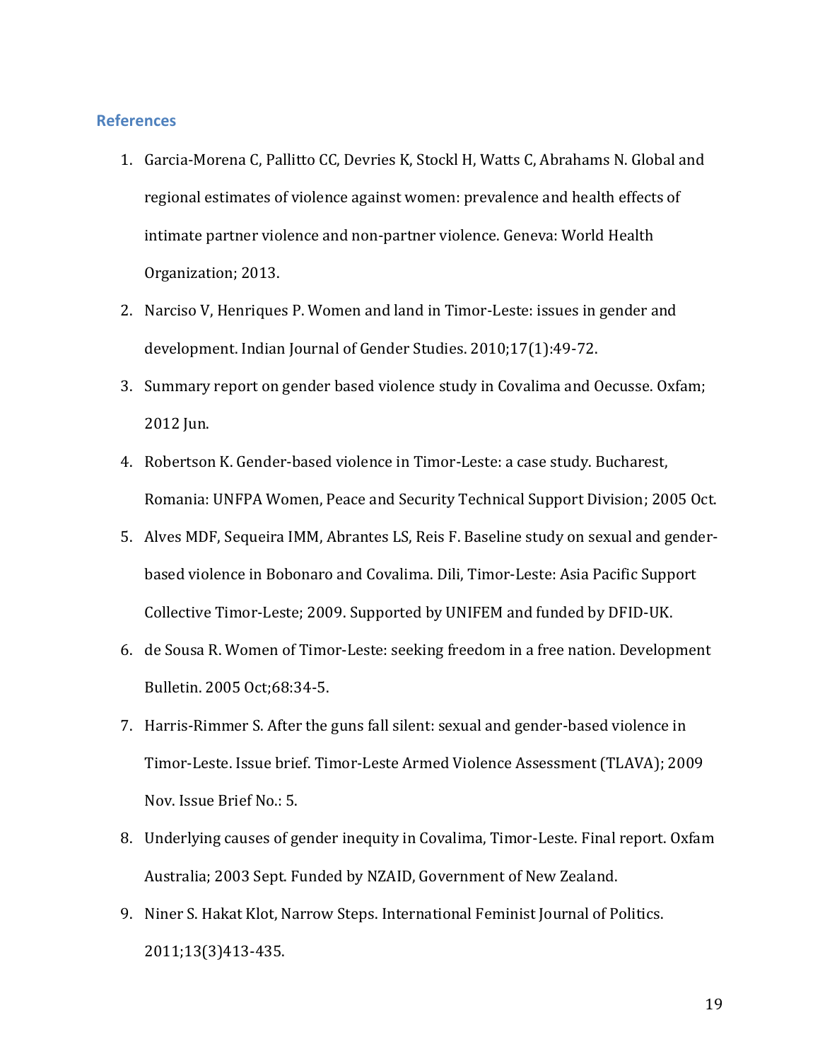## References

1. Garcia-Morena C, Pallitto CC, Devries K, Stockl H, Watts C, Abrahams N. Global and regional estimates of violence against women: prevalence and health effects of intimate partner violence and non-partner violence. Geneva: World Health Organization; 2013.
2. Narciso V, Henriques P. Women and land in Timor-Leste: issues in gender and development. Indian Journal of Gender Studies. 2010;17(1):49-72.
3. Summary report on gender based violence study in Covalima and Oecusse. Oxfam; 2012 Jun.
4. Robertson K. Gender-based violence in Timor-Leste: a case study. Bucharest, Romania: UNFPA Women, Peace and Security Technical Support Division; 2005 Oct.
5. Alves MDF, Sequeira IMM, Abrantes LS, Reis F. Baseline study on sexual and gender-based violence in Bobonaro and Covalima. Dili, Timor-Leste: Asia Pacific Support Collective Timor-Leste; 2009. Supported by UNIFEM and funded by DFID-UK.
6. de Sousa R. Women of Timor-Leste: seeking freedom in a free nation. Development Bulletin. 2005 Oct;68:34-5.
7. Harris-Rimmer S. After the guns fall silent: sexual and gender-based violence in Timor-Leste. Issue brief. Timor-Leste Armed Violence Assessment (TLAVA); 2009 Nov. Issue Brief No.: 5.
8. Underlying causes of gender inequity in Covalima, Timor-Leste. Final report. Oxfam Australia; 2003 Sept. Funded by NZAID, Government of New Zealand.
9. Niner S. Hakat Klot, Narrow Steps. International Feminist Journal of Politics. 2011;13(3)413-435.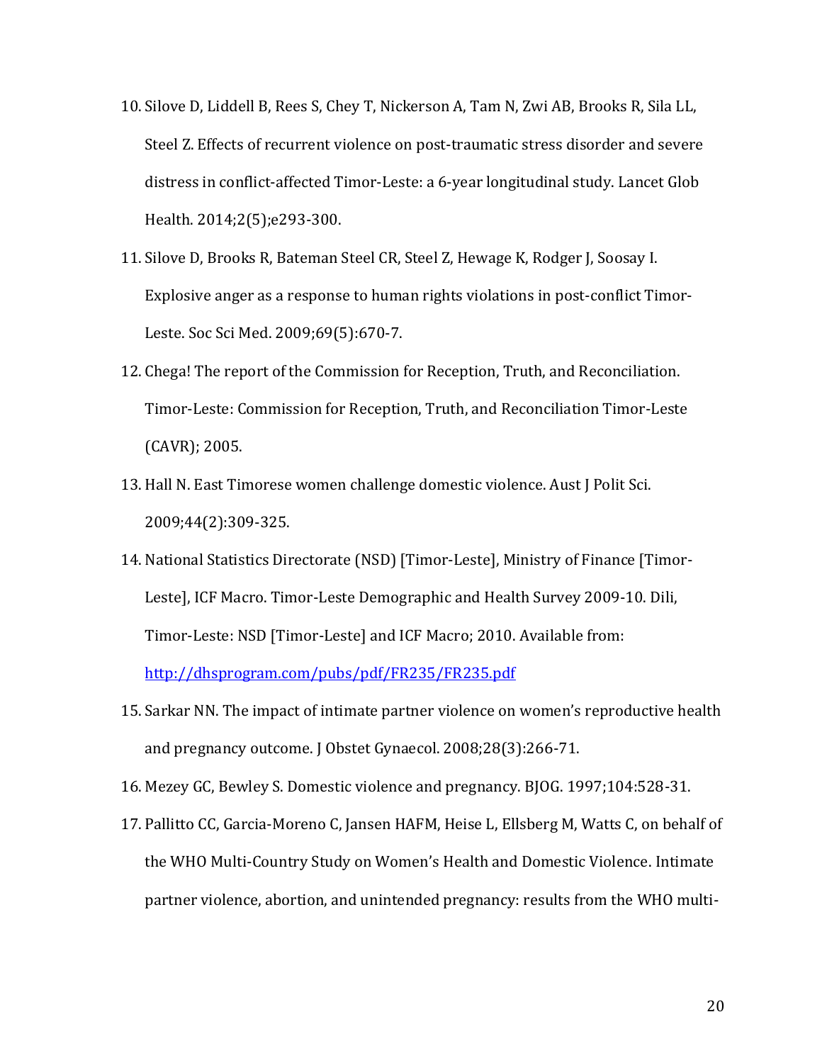10. Silove D, Liddell B, Rees S, Chey T, Nickerson A, Tam N, Zwi AB, Brooks R, Sila LL, Steel Z. Effects of recurrent violence on post-traumatic stress disorder and severe distress in conflict-affected Timor-Leste: a 6-year longitudinal study. Lancet Glob Health. 2014;2(5);e293-300.
11. Silove D, Brooks R, Bateman Steel CR, Steel Z, Hewage K, Rodger J, Soosay I. Explosive anger as a response to human rights violations in post-conflict Timor-Leste. Soc Sci Med. 2009;69(5):670-7.
12. Chega! The report of the Commission for Reception, Truth, and Reconciliation. Timor-Leste: Commission for Reception, Truth, and Reconciliation Timor-Leste (CAVR); 2005.
13. Hall N. East Timorese women challenge domestic violence. Aust J Polit Sci. 2009;44(2):309-325.
14. National Statistics Directorate (NSD) [Timor-Leste], Ministry of Finance [Timor-Leste], ICF Macro. Timor-Leste Demographic and Health Survey 2009-10. Dili, Timor-Leste: NSD [Timor-Leste] and ICF Macro; 2010. Available from: http://dhsprogram.com/pubs/pdf/FR235/FR235.pdf
15. Sarkar NN. The impact of intimate partner violence on women's reproductive health and pregnancy outcome. J Obstet Gynaecol. 2008;28(3):266-71.
16. Mezey GC, Bewley S. Domestic violence and pregnancy. BJOG. 1997;104:528-31.
17. Pallitto CC, Garcia-Moreno C, Jansen HAFM, Heise L, Ellsberg M, Watts C, on behalf of the WHO Multi-Country Study on Women's Health and Domestic Violence. Intimate partner violence, abortion, and unintended pregnancy: results from the WHO multi-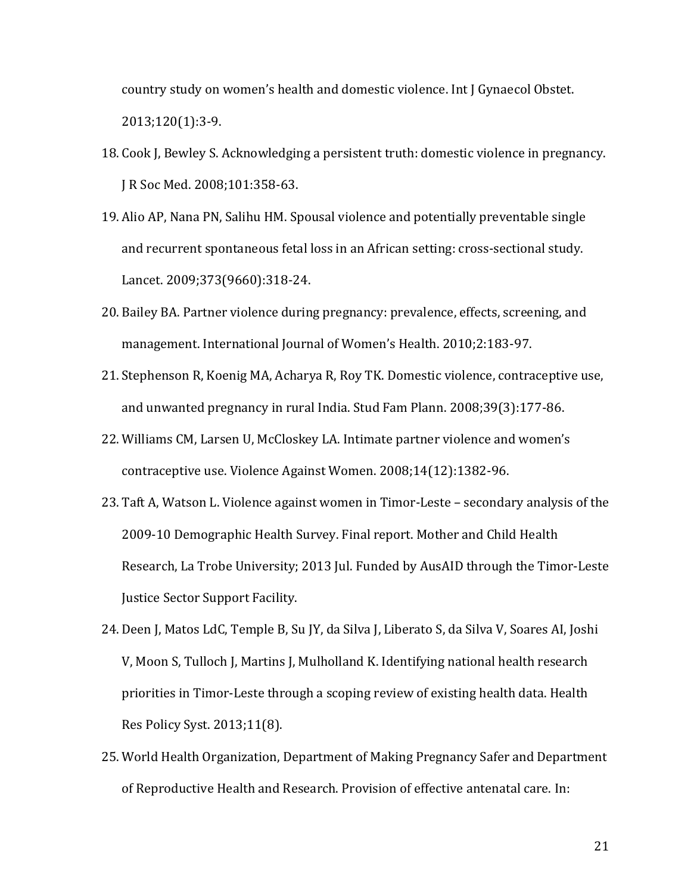country study on women's health and domestic violence. Int J Gynaecol Obstet. 2013;120(1):3-9.

18. Cook J, Bewley S. Acknowledging a persistent truth: domestic violence in pregnancy. J R Soc Med. 2008;101:358-63.
19. Alio AP, Nana PN, Salihu HM. Spousal violence and potentially preventable single and recurrent spontaneous fetal loss in an African setting: cross-sectional study. Lancet. 2009;373(9660):318-24.
20. Bailey BA. Partner violence during pregnancy: prevalence, effects, screening, and management. International Journal of Women's Health. 2010;2:183-97.
21. Stephenson R, Koenig MA, Acharya R, Roy TK. Domestic violence, contraceptive use, and unwanted pregnancy in rural India. Stud Fam Plann. 2008;39(3):177-86.
22. Williams CM, Larsen U, McCloskey LA. Intimate partner violence and women's contraceptive use. Violence Against Women. 2008;14(12):1382-96.
23. Taft A, Watson L. Violence against women in Timor-Leste – secondary analysis of the 2009-10 Demographic Health Survey. Final report. Mother and Child Health Research, La Trobe University; 2013 Jul. Funded by AusAID through the Timor-Leste Justice Sector Support Facility.
24. Deen J, Matos LdC, Temple B, Su JY, da Silva J, Liberato S, da Silva V, Soares AI, Joshi V, Moon S, Tulloch J, Martins J, Mulholland K. Identifying national health research priorities in Timor-Leste through a scoping review of existing health data. Health Res Policy Syst. 2013;11(8).
25. World Health Organization, Department of Making Pregnancy Safer and Department of Reproductive Health and Research. Provision of effective antenatal care. In: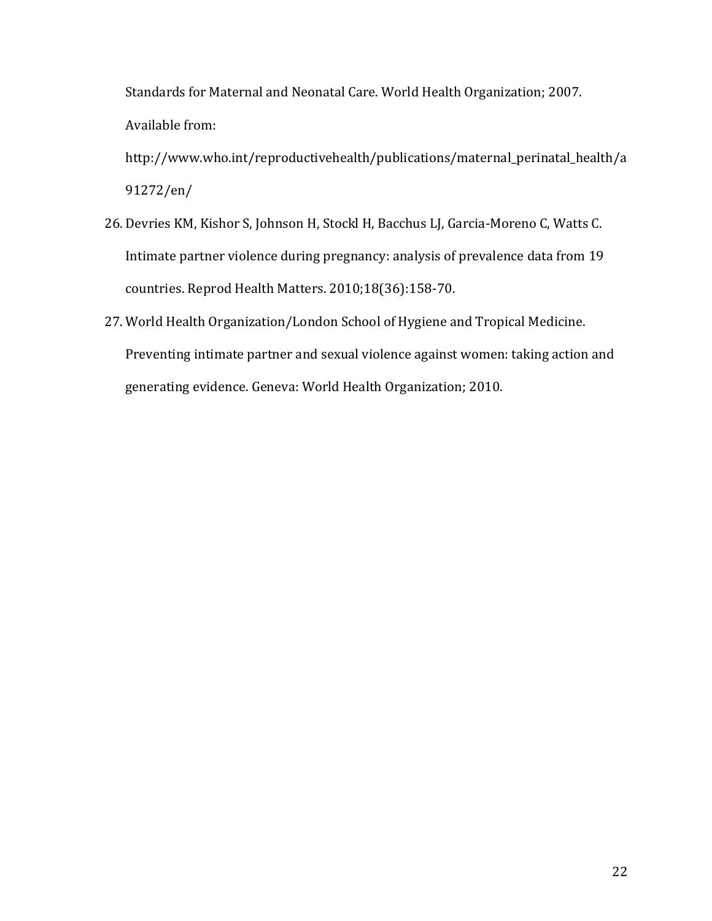Standards for Maternal and Neonatal Care. World Health Organization; 2007. Available from: http://www.who.int/reproductivehealth/publications/maternal_perinatal_health/a91272/en/

26. Devries KM, Kishor S, Johnson H, Stockl H, Bacchus LJ, Garcia-Moreno C, Watts C. Intimate partner violence during pregnancy: analysis of prevalence data from 19 countries. Reprod Health Matters. 2010;18(36):158-70.
27. World Health Organization/London School of Hygiene and Tropical Medicine. Preventing intimate partner and sexual violence against women: taking action and generating evidence. Geneva: World Health Organization; 2010.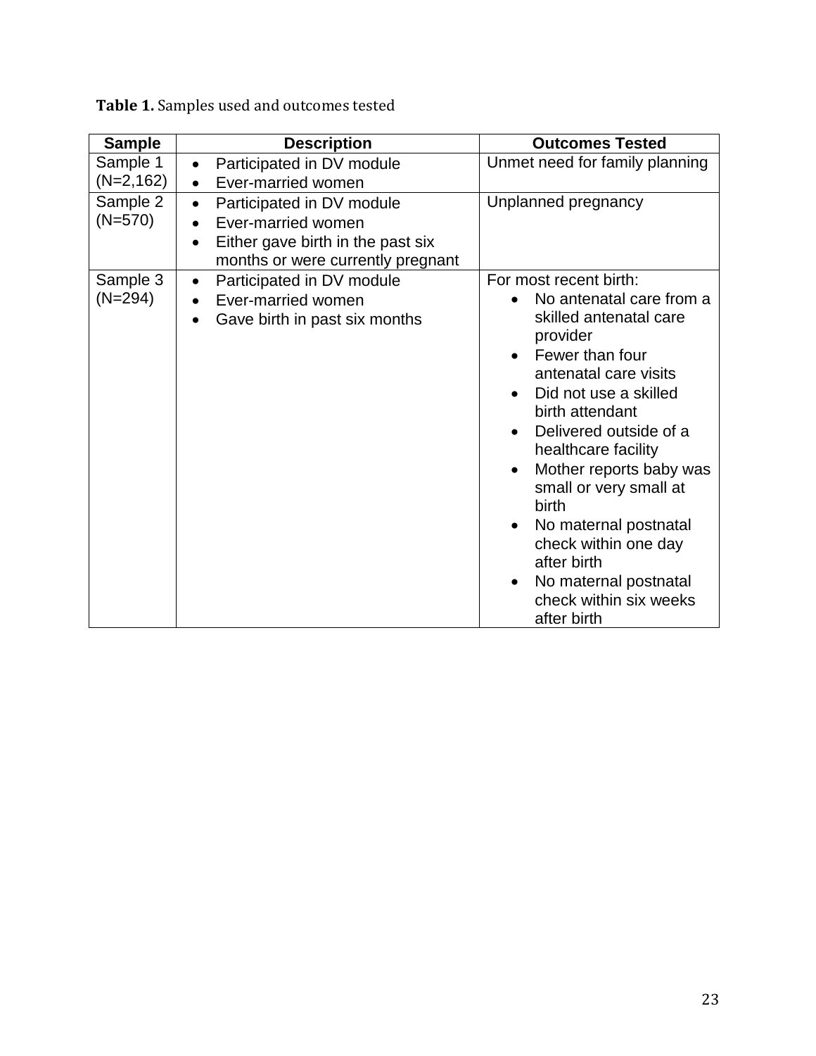**Table 1.** Samples used and outcomes tested

| Sample | Description | Outcomes Tested |
|---|---|---|
| Sample 1 (N=2,162) | • Participated in DV module<br>• Ever-married women | Unmet need for family planning |
| Sample 2 (N=570) | • Participated in DV module<br>• Ever-married women<br>• Either gave birth in the past six months or were currently pregnant | Unplanned pregnancy |
| Sample 3 (N=294) | • Participated in DV module<br>• Ever-married women<br>• Gave birth in past six months | For most recent birth:<br>• No antenatal care from a skilled antenatal care provider<br>• Fewer than four antenatal care visits<br>• Did not use a skilled birth attendant<br>• Delivered outside of a healthcare facility<br>• Mother reports baby was small or very small at birth<br>• No maternal postnatal check within one day after birth<br>• No maternal postnatal check within six weeks after birth |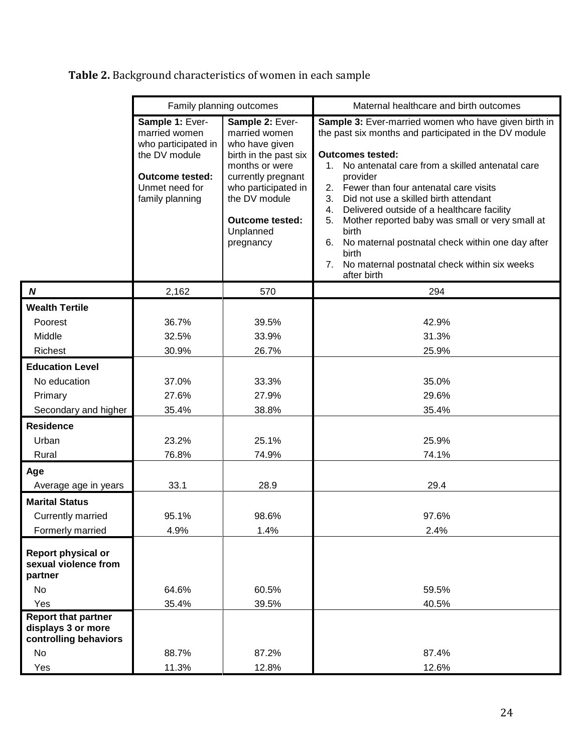**Table 2.** Background characteristics of women in each sample

| | Family planning outcomes | | Maternal healthcare and birth outcomes |
|---|---|---|---|
| | **Sample 1:** Ever-married women who participated in the DV module<br><br>**Outcome tested:** Unmet need for family planning | **Sample 2:** Ever-married women who have given birth in the past six months or were currently pregnant who participated in the DV module<br><br>**Outcome tested:** Unplanned pregnancy | **Sample 3:** Ever-married women who have given birth in the past six months and participated in the DV module<br><br>**Outcomes tested:**<br>1. No antenatal care from a skilled antenatal care provider<br>2. Fewer than four antenatal care visits<br>3. Did not use a skilled birth attendant<br>4. Delivered outside of a healthcare facility<br>5. Mother reported baby was small or very small at birth<br>6. No maternal postnatal check within one day after birth<br>7. No maternal postnatal check within six weeks after birth |
| ***N*** | 2,162 | 570 | 294 |
| **Wealth Tertile** | | | |
| Poorest | 36.7% | 39.5% | 42.9% |
| Middle | 32.5% | 33.9% | 31.3% |
| Richest | 30.9% | 26.7% | 25.9% |
| **Education Level** | | | |
| No education | 37.0% | 33.3% | 35.0% |
| Primary | 27.6% | 27.9% | 29.6% |
| Secondary and higher | 35.4% | 38.8% | 35.4% |
| **Residence** | | | |
| Urban | 23.2% | 25.1% | 25.9% |
| Rural | 76.8% | 74.9% | 74.1% |
| **Age** | | | |
| Average age in years | 33.1 | 28.9 | 29.4 |
| **Marital Status** | | | |
| Currently married | 95.1% | 98.6% | 97.6% |
| Formerly married | 4.9% | 1.4% | 2.4% |
| **Report physical or sexual violence from partner** | | | |
| No | 64.6% | 60.5% | 59.5% |
| Yes | 35.4% | 39.5% | 40.5% |
| **Report that partner displays 3 or more controlling behaviors** | | | |
| No | 88.7% | 87.2% | 87.4% |
| Yes | 11.3% | 12.8% | 12.6% |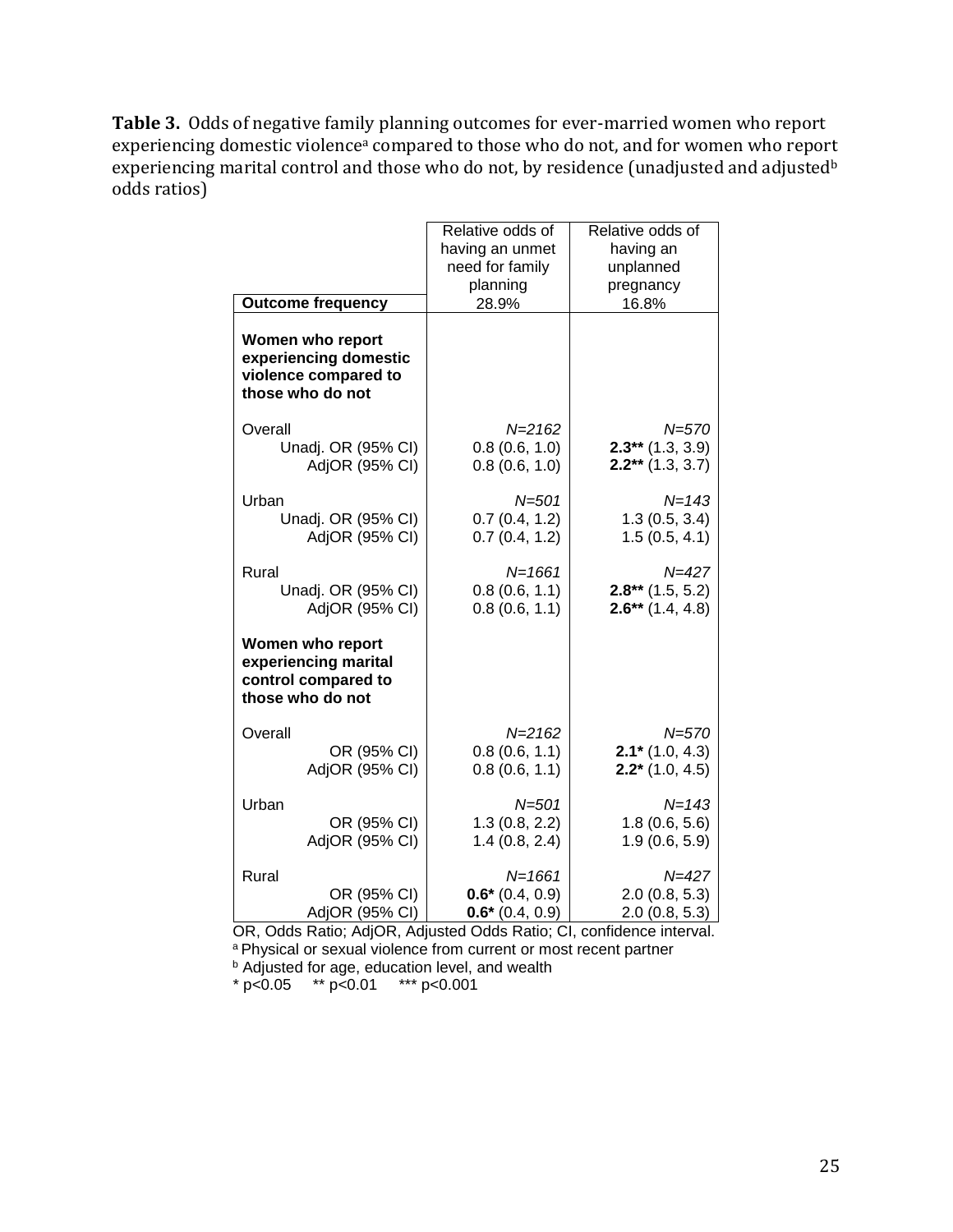**Table 3.** Odds of negative family planning outcomes for ever-married women who report experiencing domestic violence[a] compared to those who do not, and for women who report experiencing marital control and those who do not, by residence (unadjusted and adjusted[b] odds ratios)

| | Relative odds of having an unmet need for family planning | Relative odds of having an unplanned pregnancy |
|---|---|---|
| **Outcome frequency** | 28.9% | 16.8% |
| **Women who report experiencing domestic violence compared to those who do not** | | |
| Overall | *N=2162* | *N=570* |
| Unadj. OR (95% CI) | 0.8 (0.6, 1.0) | **2.3**** (1.3, 3.9) |
| AdjOR (95% CI) | 0.8 (0.6, 1.0) | **2.2**** (1.3, 3.7) |
| Urban | *N=501* | *N=143* |
| Unadj. OR (95% CI) | 0.7 (0.4, 1.2) | 1.3 (0.5, 3.4) |
| AdjOR (95% CI) | 0.7 (0.4, 1.2) | 1.5 (0.5, 4.1) |
| Rural | *N=1661* | *N=427* |
| Unadj. OR (95% CI) | 0.8 (0.6, 1.1) | **2.8**** (1.5, 5.2) |
| AdjOR (95% CI) | 0.8 (0.6, 1.1) | **2.6**** (1.4, 4.8) |
| **Women who report experiencing marital control compared to those who do not** | | |
| Overall | *N=2162* | *N=570* |
| OR (95% CI) | 0.8 (0.6, 1.1) | **2.1*** (1.0, 4.3) |
| AdjOR (95% CI) | 0.8 (0.6, 1.1) | **2.2*** (1.0, 4.5) |
| Urban | *N=501* | *N=143* |
| OR (95% CI) | 1.3 (0.8, 2.2) | 1.8 (0.6, 5.6) |
| AdjOR (95% CI) | 1.4 (0.8, 2.4) | 1.9 (0.6, 5.9) |
| Rural | *N=1661* | *N=427* |
| OR (95% CI) | **0.6*** (0.4, 0.9) | 2.0 (0.8, 5.3) |
| AdjOR (95% CI) | **0.6*** (0.4, 0.9) | 2.0 (0.8, 5.3) |

OR, Odds Ratio; AdjOR, Adjusted Odds Ratio; CI, confidence interval.

[a] Physical or sexual violence from current or most recent partner

[b] Adjusted for age, education level, and wealth

\* p<0.05 ** p<0.01 *** p<0.001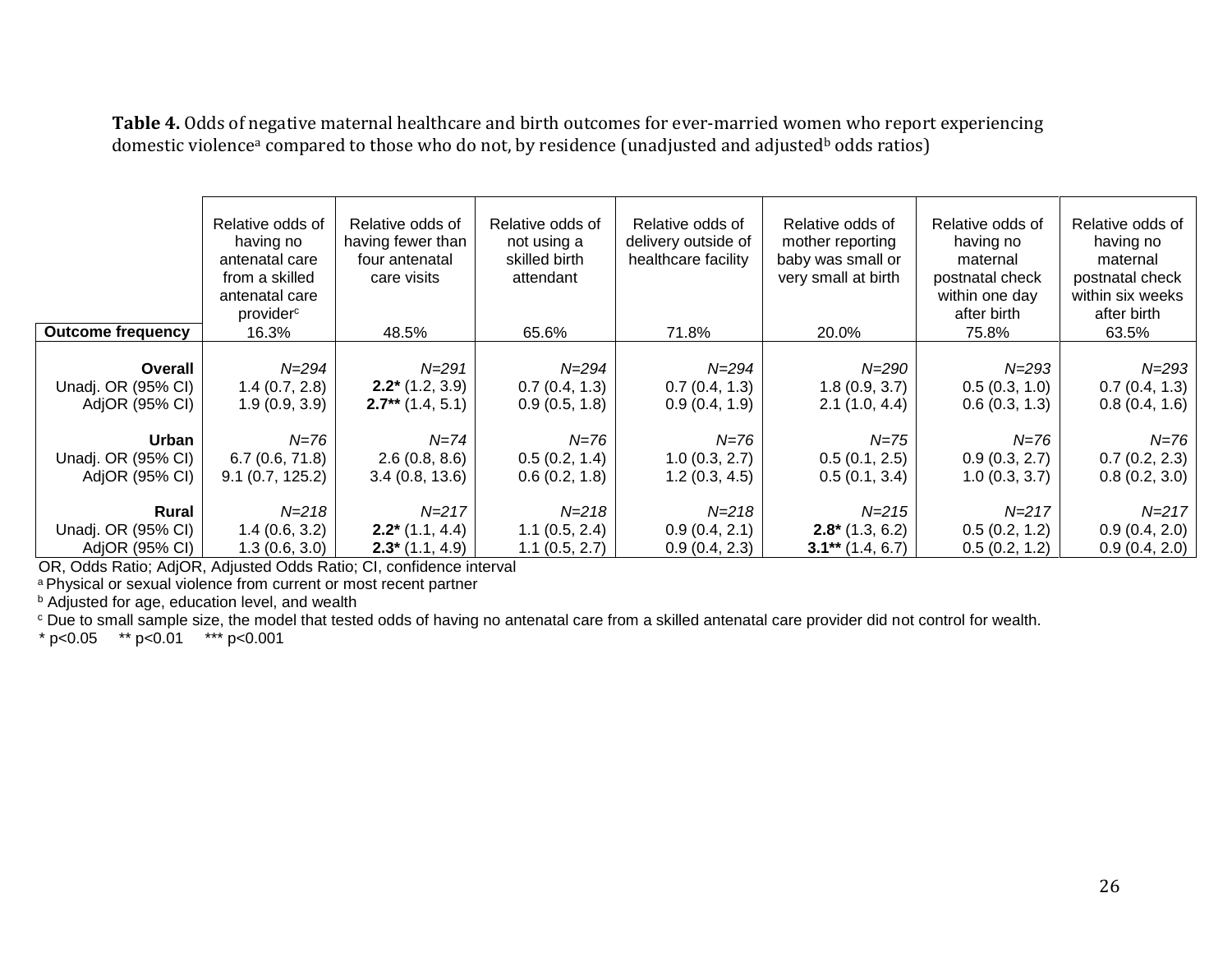**Table 4.** Odds of negative maternal healthcare and birth outcomes for ever-married women who report experiencing domestic violence[a] compared to those who do not, by residence (unadjusted and adjusted[b] odds ratios)

| | Relative odds of having no antenatal care from a skilled antenatal care provider[c] | Relative odds of having fewer than four antenatal care visits | Relative odds of not using a skilled birth attendant | Relative odds of delivery outside of healthcare facility | Relative odds of mother reporting baby was small or very small at birth | Relative odds of having no maternal postnatal check within one day after birth | Relative odds of having no maternal postnatal check within six weeks after birth |
|---|---|---|---|---|---|---|---|
| **Outcome frequency** | 16.3% | 48.5% | 65.6% | 71.8% | 20.0% | 75.8% | 63.5% |
| **Overall** | *N=294* | *N=291* | *N=294* | *N=294* | *N=290* | *N=293* | *N=293* |
| Unadj. OR (95% CI) | 1.4 (0.7, 2.8) | **2.2*** (1.2, 3.9) | 0.7 (0.4, 1.3) | 0.7 (0.4, 1.3) | 1.8 (0.9, 3.7) | 0.5 (0.3, 1.0) | 0.7 (0.4, 1.3) |
| AdjOR (95% CI) | 1.9 (0.9, 3.9) | **2.7**** (1.4, 5.1) | 0.9 (0.5, 1.8) | 0.9 (0.4, 1.9) | 2.1 (1.0, 4.4) | 0.6 (0.3, 1.3) | 0.8 (0.4, 1.6) |
| **Urban** | *N=76* | *N=74* | *N=76* | *N=76* | *N=75* | *N=76* | *N=76* |
| Unadj. OR (95% CI) | 6.7 (0.6, 71.8) | 2.6 (0.8, 8.6) | 0.5 (0.2, 1.4) | 1.0 (0.3, 2.7) | 0.5 (0.1, 2.5) | 0.9 (0.3, 2.7) | 0.7 (0.2, 2.3) |
| AdjOR (95% CI) | 9.1 (0.7, 125.2) | 3.4 (0.8, 13.6) | 0.6 (0.2, 1.8) | 1.2 (0.3, 4.5) | 0.5 (0.1, 3.4) | 1.0 (0.3, 3.7) | 0.8 (0.2, 3.0) |
| **Rural** | *N=218* | *N=217* | *N=218* | *N=218* | *N=215* | *N=217* | *N=217* |
| Unadj. OR (95% CI) | 1.4 (0.6, 3.2) | **2.2*** (1.1, 4.4) | 1.1 (0.5, 2.4) | 0.9 (0.4, 2.1) | **2.8*** (1.3, 6.2) | 0.5 (0.2, 1.2) | 0.9 (0.4, 2.0) |
| AdjOR (95% CI) | 1.3 (0.6, 3.0) | **2.3*** (1.1, 4.9) | 1.1 (0.5, 2.7) | 0.9 (0.4, 2.3) | **3.1**** (1.4, 6.7) | 0.5 (0.2, 1.2) | 0.9 (0.4, 2.0) |

OR, Odds Ratio; AdjOR, Adjusted Odds Ratio; CI, confidence interval

[a] Physical or sexual violence from current or most recent partner

[b] Adjusted for age, education level, and wealth

[c] Due to small sample size, the model that tested odds of having no antenatal care from a skilled antenatal care provider did not control for wealth.

\* $p<0.05$ &nbsp;&nbsp; ** $p<0.01$ &nbsp;&nbsp; *** $p<0.001$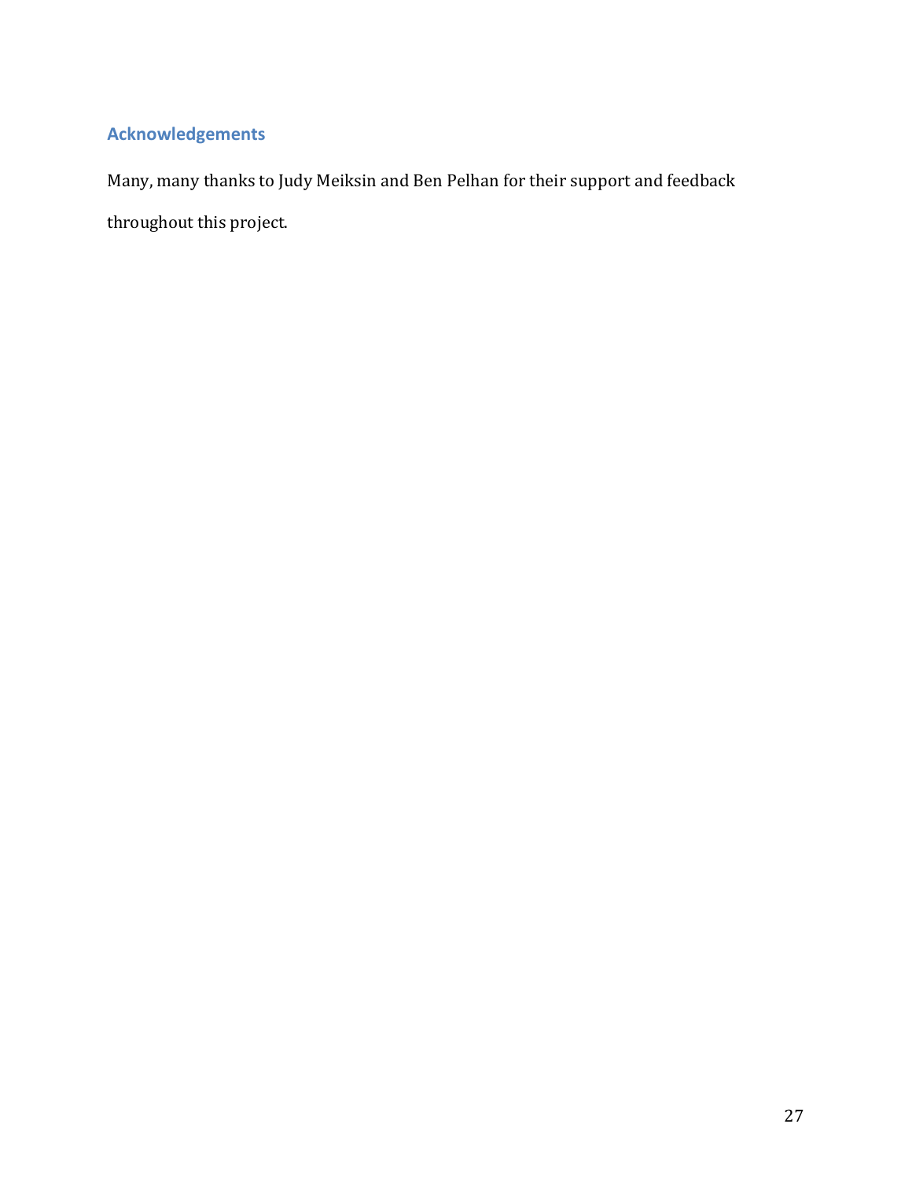## Acknowledgements

Many, many thanks to Judy Meiksin and Ben Pelhan for their support and feedback throughout this project.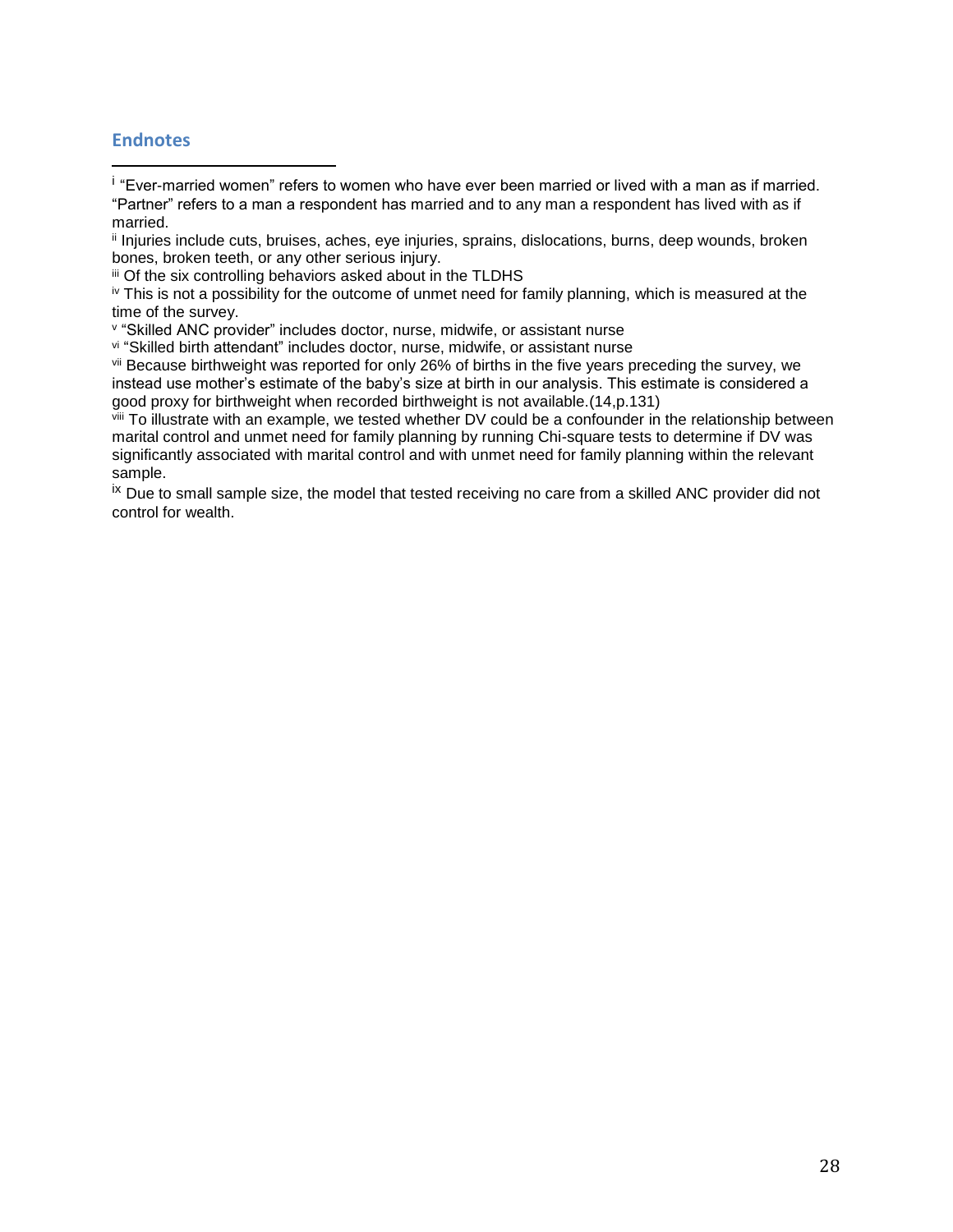## Endnotes

[i] "Ever-married women" refers to women who have ever been married or lived with a man as if married. "Partner" refers to a man a respondent has married and to any man a respondent has lived with as if married.

[ii] Injuries include cuts, bruises, aches, eye injuries, sprains, dislocations, burns, deep wounds, broken bones, broken teeth, or any other serious injury.

[iii] Of the six controlling behaviors asked about in the TLDHS

[iv] This is not a possibility for the outcome of unmet need for family planning, which is measured at the time of the survey.

[v] "Skilled ANC provider" includes doctor, nurse, midwife, or assistant nurse

[vi] "Skilled birth attendant" includes doctor, nurse, midwife, or assistant nurse

[vii] Because birthweight was reported for only 26% of births in the five years preceding the survey, we instead use mother's estimate of the baby's size at birth in our analysis. This estimate is considered a good proxy for birthweight when recorded birthweight is not available.(14,p.131)

[viii] To illustrate with an example, we tested whether DV could be a confounder in the relationship between marital control and unmet need for family planning by running Chi-square tests to determine if DV was significantly associated with marital control and with unmet need for family planning within the relevant sample.

[ix] Due to small sample size, the model that tested receiving no care from a skilled ANC provider did not control for wealth.